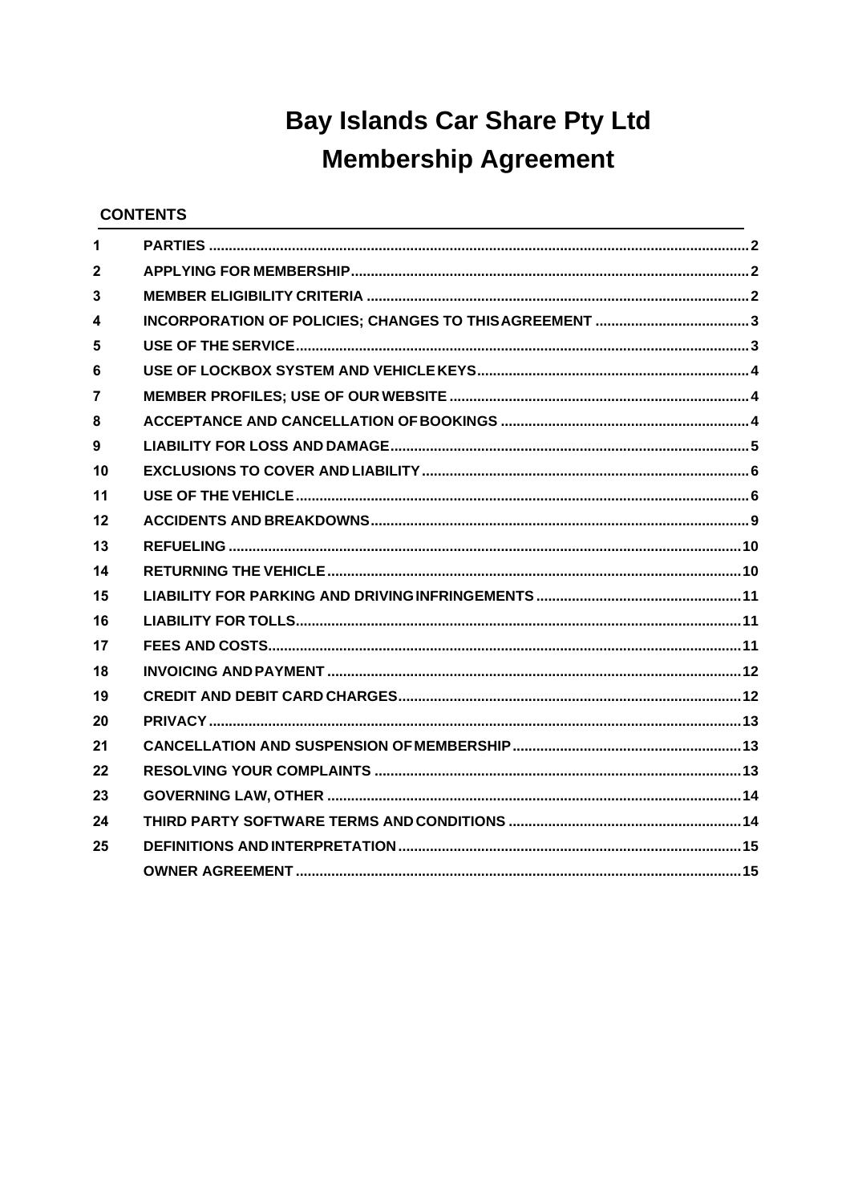# Bay Islands Car Share Pty Ltd
# Membership Agreement

**CONTENTS**

| | | |
|---|---|---|
| 1 | PARTIES | 2 |
| 2 | APPLYING FOR MEMBERSHIP | 2 |
| 3 | MEMBER ELIGIBILITY CRITERIA | 2 |
| 4 | INCORPORATION OF POLICIES; CHANGES TO THIS AGREEMENT | 3 |
| 5 | USE OF THE SERVICE | 3 |
| 6 | USE OF LOCKBOX SYSTEM AND VEHICLE KEYS | 4 |
| 7 | MEMBER PROFILES; USE OF OUR WEBSITE | 4 |
| 8 | ACCEPTANCE AND CANCELLATION OF BOOKINGS | 4 |
| 9 | LIABILITY FOR LOSS AND DAMAGE | 5 |
| 10 | EXCLUSIONS TO COVER AND LIABILITY | 6 |
| 11 | USE OF THE VEHICLE | 6 |
| 12 | ACCIDENTS AND BREAKDOWNS | 9 |
| 13 | REFUELING | 10 |
| 14 | RETURNING THE VEHICLE | 10 |
| 15 | LIABILITY FOR PARKING AND DRIVING INFRINGEMENTS | 11 |
| 16 | LIABILITY FOR TOLLS | 11 |
| 17 | FEES AND COSTS | 11 |
| 18 | INVOICING AND PAYMENT | 12 |
| 19 | CREDIT AND DEBIT CARD CHARGES | 12 |
| 20 | PRIVACY | 13 |
| 21 | CANCELLATION AND SUSPENSION OF MEMBERSHIP | 13 |
| 22 | RESOLVING YOUR COMPLAINTS | 13 |
| 23 | GOVERNING LAW, OTHER | 14 |
| 24 | THIRD PARTY SOFTWARE TERMS AND CONDITIONS | 14 |
| 25 | DEFINITIONS AND INTERPRETATION | 15 |
| | OWNER AGREEMENT | 15 |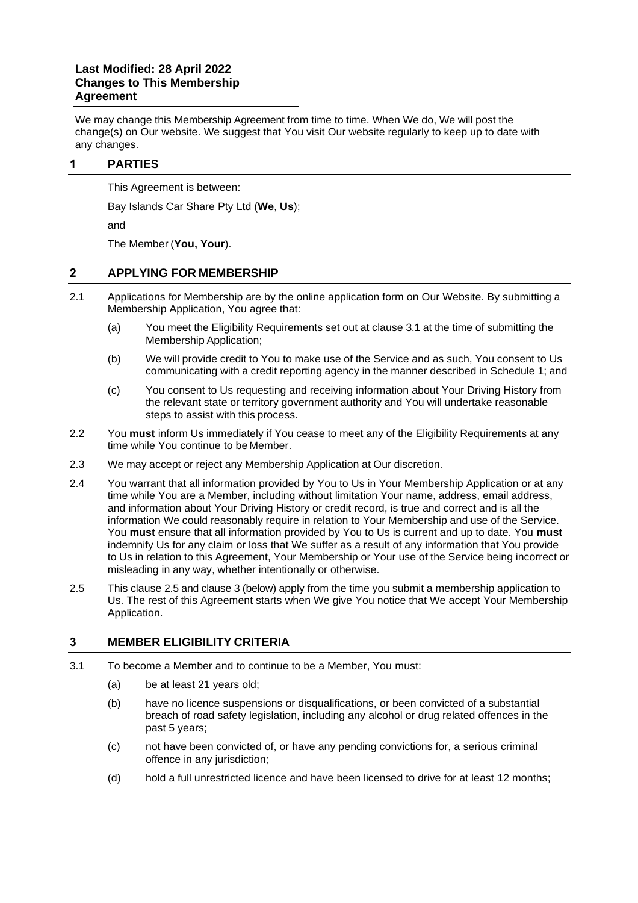**Last Modified: 28 April 2022**
**Changes to This Membership Agreement**

We may change this Membership Agreement from time to time. When We do, We will post the change(s) on Our website. We suggest that You visit Our website regularly to keep up to date with any changes.

## 1 PARTIES

This Agreement is between:

Bay Islands Car Share Pty Ltd (**We**, **Us**);

and

The Member (**You, Your**).

## 2 APPLYING FOR MEMBERSHIP

2.1 Applications for Membership are by the online application form on Our Website. By submitting a Membership Application, You agree that:

(a) You meet the Eligibility Requirements set out at clause 3.1 at the time of submitting the Membership Application;

(b) We will provide credit to You to make use of the Service and as such, You consent to Us communicating with a credit reporting agency in the manner described in Schedule 1; and

(c) You consent to Us requesting and receiving information about Your Driving History from the relevant state or territory government authority and You will undertake reasonable steps to assist with this process.

2.2 You **must** inform Us immediately if You cease to meet any of the Eligibility Requirements at any time while You continue to be Member.

2.3 We may accept or reject any Membership Application at Our discretion.

2.4 You warrant that all information provided by You to Us in Your Membership Application or at any time while You are a Member, including without limitation Your name, address, email address, and information about Your Driving History or credit record, is true and correct and is all the information We could reasonably require in relation to Your Membership and use of the Service. You **must** ensure that all information provided by You to Us is current and up to date. You **must** indemnify Us for any claim or loss that We suffer as a result of any information that You provide to Us in relation to this Agreement, Your Membership or Your use of the Service being incorrect or misleading in any way, whether intentionally or otherwise.

2.5 This clause 2.5 and clause 3 (below) apply from the time you submit a membership application to Us. The rest of this Agreement starts when We give You notice that We accept Your Membership Application.

## 3 MEMBER ELIGIBILITY CRITERIA

3.1 To become a Member and to continue to be a Member, You must:

(a) be at least 21 years old;

(b) have no licence suspensions or disqualifications, or been convicted of a substantial breach of road safety legislation, including any alcohol or drug related offences in the past 5 years;

(c) not have been convicted of, or have any pending convictions for, a serious criminal offence in any jurisdiction;

(d) hold a full unrestricted licence and have been licensed to drive for at least 12 months;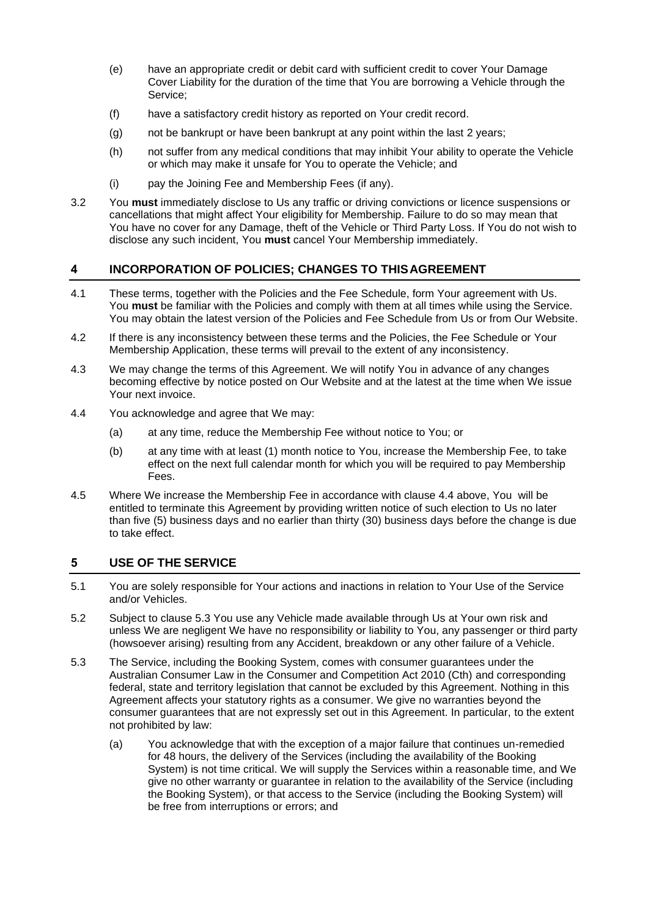(e) have an appropriate credit or debit card with sufficient credit to cover Your Damage Cover Liability for the duration of the time that You are borrowing a Vehicle through the Service;

(f) have a satisfactory credit history as reported on Your credit record.

(g) not be bankrupt or have been bankrupt at any point within the last 2 years;

(h) not suffer from any medical conditions that may inhibit Your ability to operate the Vehicle or which may make it unsafe for You to operate the Vehicle; and

(i) pay the Joining Fee and Membership Fees (if any).

3.2 You **must** immediately disclose to Us any traffic or driving convictions or licence suspensions or cancellations that might affect Your eligibility for Membership. Failure to do so may mean that You have no cover for any Damage, theft of the Vehicle or Third Party Loss. If You do not wish to disclose any such incident, You **must** cancel Your Membership immediately.

## 4 INCORPORATION OF POLICIES; CHANGES TO THIS AGREEMENT

4.1 These terms, together with the Policies and the Fee Schedule, form Your agreement with Us. You **must** be familiar with the Policies and comply with them at all times while using the Service. You may obtain the latest version of the Policies and Fee Schedule from Us or from Our Website.

4.2 If there is any inconsistency between these terms and the Policies, the Fee Schedule or Your Membership Application, these terms will prevail to the extent of any inconsistency.

4.3 We may change the terms of this Agreement. We will notify You in advance of any changes becoming effective by notice posted on Our Website and at the latest at the time when We issue Your next invoice.

4.4 You acknowledge and agree that We may:

(a) at any time, reduce the Membership Fee without notice to You; or

(b) at any time with at least (1) month notice to You, increase the Membership Fee, to take effect on the next full calendar month for which you will be required to pay Membership Fees.

4.5 Where We increase the Membership Fee in accordance with clause 4.4 above, You will be entitled to terminate this Agreement by providing written notice of such election to Us no later than five (5) business days and no earlier than thirty (30) business days before the change is due to take effect.

## 5 USE OF THE SERVICE

5.1 You are solely responsible for Your actions and inactions in relation to Your Use of the Service and/or Vehicles.

5.2 Subject to clause 5.3 You use any Vehicle made available through Us at Your own risk and unless We are negligent We have no responsibility or liability to You, any passenger or third party (howsoever arising) resulting from any Accident, breakdown or any other failure of a Vehicle.

5.3 The Service, including the Booking System, comes with consumer guarantees under the Australian Consumer Law in the Consumer and Competition Act 2010 (Cth) and corresponding federal, state and territory legislation that cannot be excluded by this Agreement. Nothing in this Agreement affects your statutory rights as a consumer. We give no warranties beyond the consumer guarantees that are not expressly set out in this Agreement. In particular, to the extent not prohibited by law:

(a) You acknowledge that with the exception of a major failure that continues un-remedied for 48 hours, the delivery of the Services (including the availability of the Booking System) is not time critical. We will supply the Services within a reasonable time, and We give no other warranty or guarantee in relation to the availability of the Service (including the Booking System), or that access to the Service (including the Booking System) will be free from interruptions or errors; and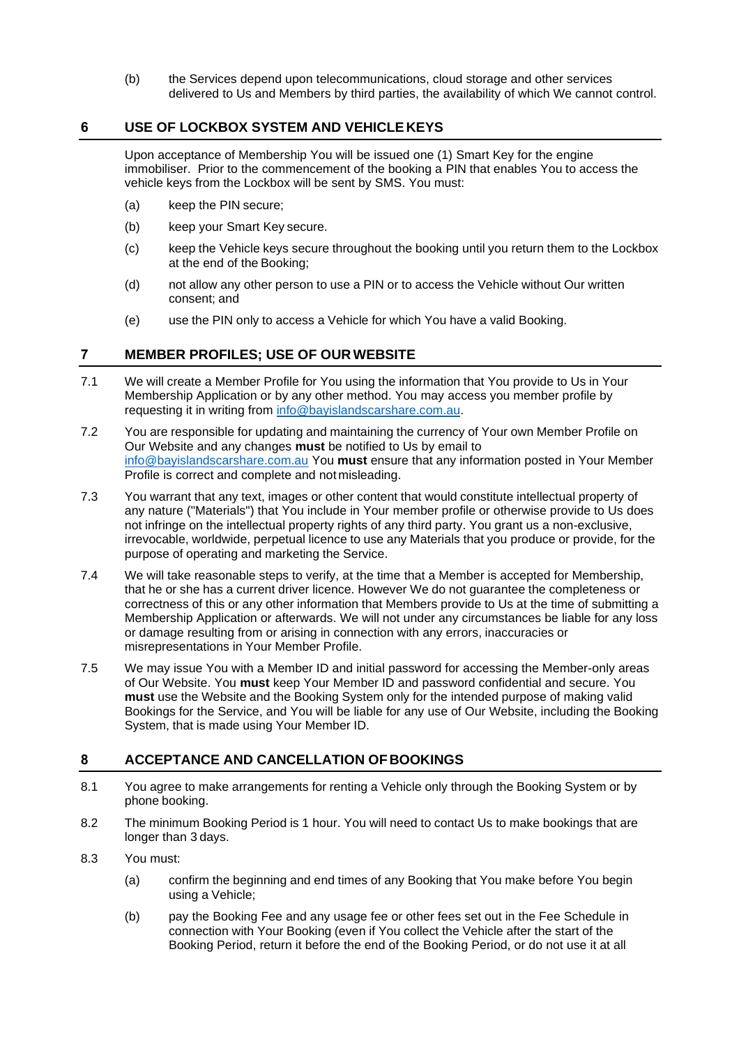(b) the Services depend upon telecommunications, cloud storage and other services delivered to Us and Members by third parties, the availability of which We cannot control.

## 6 USE OF LOCKBOX SYSTEM AND VEHICLE KEYS

Upon acceptance of Membership You will be issued one (1) Smart Key for the engine immobiliser. Prior to the commencement of the booking a PIN that enables You to access the vehicle keys from the Lockbox will be sent by SMS. You must:

(a) keep the PIN secure;

(b) keep your Smart Key secure.

(c) keep the Vehicle keys secure throughout the booking until you return them to the Lockbox at the end of the Booking;

(d) not allow any other person to use a PIN or to access the Vehicle without Our written consent; and

(e) use the PIN only to access a Vehicle for which You have a valid Booking.

## 7 MEMBER PROFILES; USE OF OUR WEBSITE

7.1 We will create a Member Profile for You using the information that You provide to Us in Your Membership Application or by any other method. You may access you member profile by requesting it in writing from [info@bayislandscarshare.com.au](mailto:info@bayislandscarshare.com.au).

7.2 You are responsible for updating and maintaining the currency of Your own Member Profile on Our Website and any changes **must** be notified to Us by email to [info@bayislandscarshare.com.au](mailto:info@bayislandscarshare.com.au) You **must** ensure that any information posted in Your Member Profile is correct and complete and not misleading.

7.3 You warrant that any text, images or other content that would constitute intellectual property of any nature ("Materials") that You include in Your member profile or otherwise provide to Us does not infringe on the intellectual property rights of any third party. You grant us a non-exclusive, irrevocable, worldwide, perpetual licence to use any Materials that you produce or provide, for the purpose of operating and marketing the Service.

7.4 We will take reasonable steps to verify, at the time that a Member is accepted for Membership, that he or she has a current driver licence. However We do not guarantee the completeness or correctness of this or any other information that Members provide to Us at the time of submitting a Membership Application or afterwards. We will not under any circumstances be liable for any loss or damage resulting from or arising in connection with any errors, inaccuracies or misrepresentations in Your Member Profile.

7.5 We may issue You with a Member ID and initial password for accessing the Member-only areas of Our Website. You **must** keep Your Member ID and password confidential and secure. You **must** use the Website and the Booking System only for the intended purpose of making valid Bookings for the Service, and You will be liable for any use of Our Website, including the Booking System, that is made using Your Member ID.

## 8 ACCEPTANCE AND CANCELLATION OF BOOKINGS

8.1 You agree to make arrangements for renting a Vehicle only through the Booking System or by phone booking.

8.2 The minimum Booking Period is 1 hour. You will need to contact Us to make bookings that are longer than 3 days.

8.3 You must:

(a) confirm the beginning and end times of any Booking that You make before You begin using a Vehicle;

(b) pay the Booking Fee and any usage fee or other fees set out in the Fee Schedule in connection with Your Booking (even if You collect the Vehicle after the start of the Booking Period, return it before the end of the Booking Period, or do not use it at all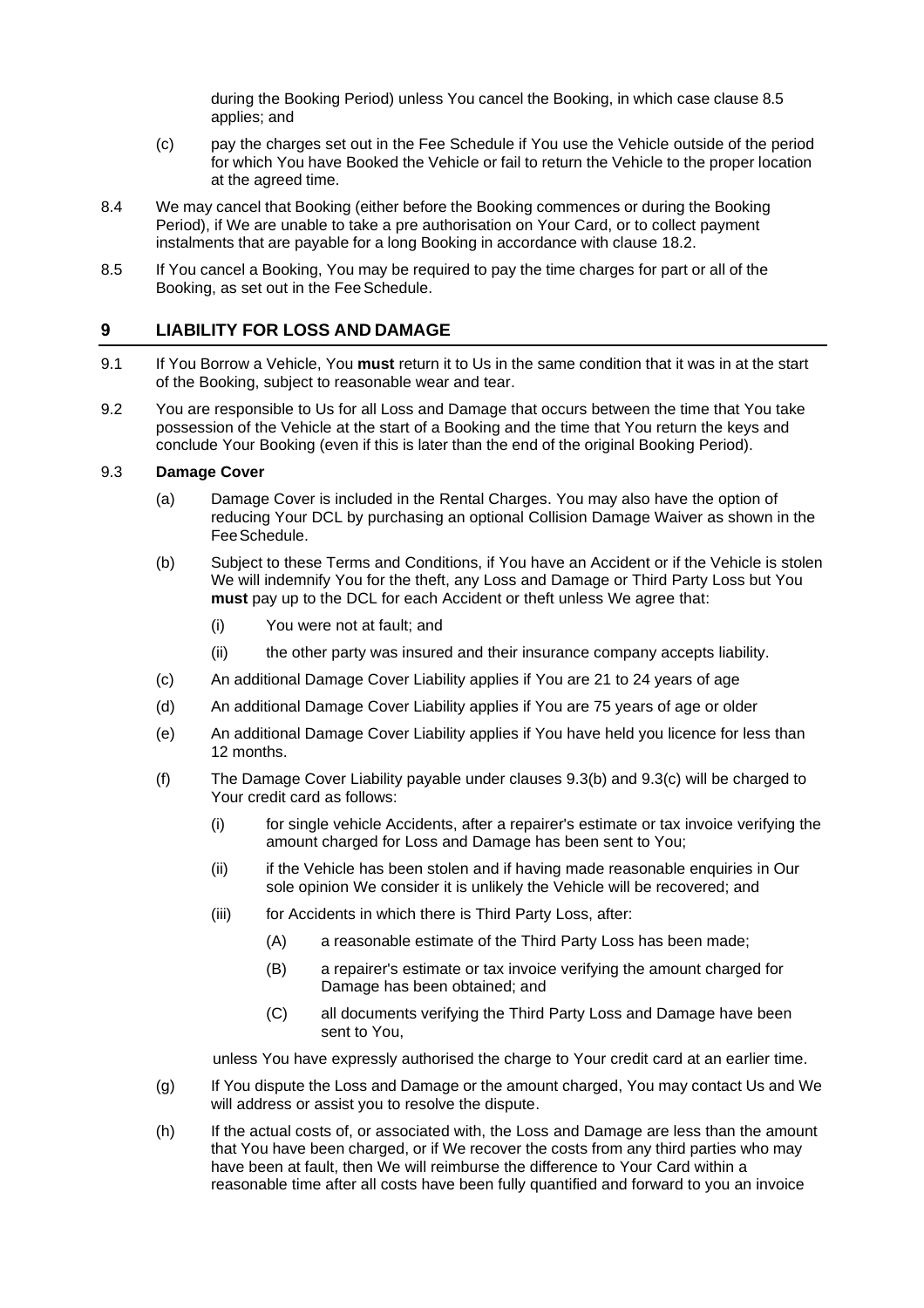during the Booking Period) unless You cancel the Booking, in which case clause 8.5 applies; and

(c) pay the charges set out in the Fee Schedule if You use the Vehicle outside of the period for which You have Booked the Vehicle or fail to return the Vehicle to the proper location at the agreed time.

8.4 We may cancel that Booking (either before the Booking commences or during the Booking Period), if We are unable to take a pre authorisation on Your Card, or to collect payment instalments that are payable for a long Booking in accordance with clause 18.2.

8.5 If You cancel a Booking, You may be required to pay the time charges for part or all of the Booking, as set out in the Fee Schedule.

## 9 LIABILITY FOR LOSS AND DAMAGE

9.1 If You Borrow a Vehicle, You **must** return it to Us in the same condition that it was in at the start of the Booking, subject to reasonable wear and tear.

9.2 You are responsible to Us for all Loss and Damage that occurs between the time that You take possession of the Vehicle at the start of a Booking and the time that You return the keys and conclude Your Booking (even if this is later than the end of the original Booking Period).

9.3 **Damage Cover**

(a) Damage Cover is included in the Rental Charges. You may also have the option of reducing Your DCL by purchasing an optional Collision Damage Waiver as shown in the Fee Schedule.

(b) Subject to these Terms and Conditions, if You have an Accident or if the Vehicle is stolen We will indemnify You for the theft, any Loss and Damage or Third Party Loss but You **must** pay up to the DCL for each Accident or theft unless We agree that:

(i) You were not at fault; and

(ii) the other party was insured and their insurance company accepts liability.

(c) An additional Damage Cover Liability applies if You are 21 to 24 years of age

(d) An additional Damage Cover Liability applies if You are 75 years of age or older

(e) An additional Damage Cover Liability applies if You have held you licence for less than 12 months.

(f) The Damage Cover Liability payable under clauses 9.3(b) and 9.3(c) will be charged to Your credit card as follows:

(i) for single vehicle Accidents, after a repairer's estimate or tax invoice verifying the amount charged for Loss and Damage has been sent to You;

(ii) if the Vehicle has been stolen and if having made reasonable enquiries in Our sole opinion We consider it is unlikely the Vehicle will be recovered; and

(iii) for Accidents in which there is Third Party Loss, after:

(A) a reasonable estimate of the Third Party Loss has been made;

(B) a repairer's estimate or tax invoice verifying the amount charged for Damage has been obtained; and

(C) all documents verifying the Third Party Loss and Damage have been sent to You,

unless You have expressly authorised the charge to Your credit card at an earlier time.

(g) If You dispute the Loss and Damage or the amount charged, You may contact Us and We will address or assist you to resolve the dispute.

(h) If the actual costs of, or associated with, the Loss and Damage are less than the amount that You have been charged, or if We recover the costs from any third parties who may have been at fault, then We will reimburse the difference to Your Card within a reasonable time after all costs have been fully quantified and forward to you an invoice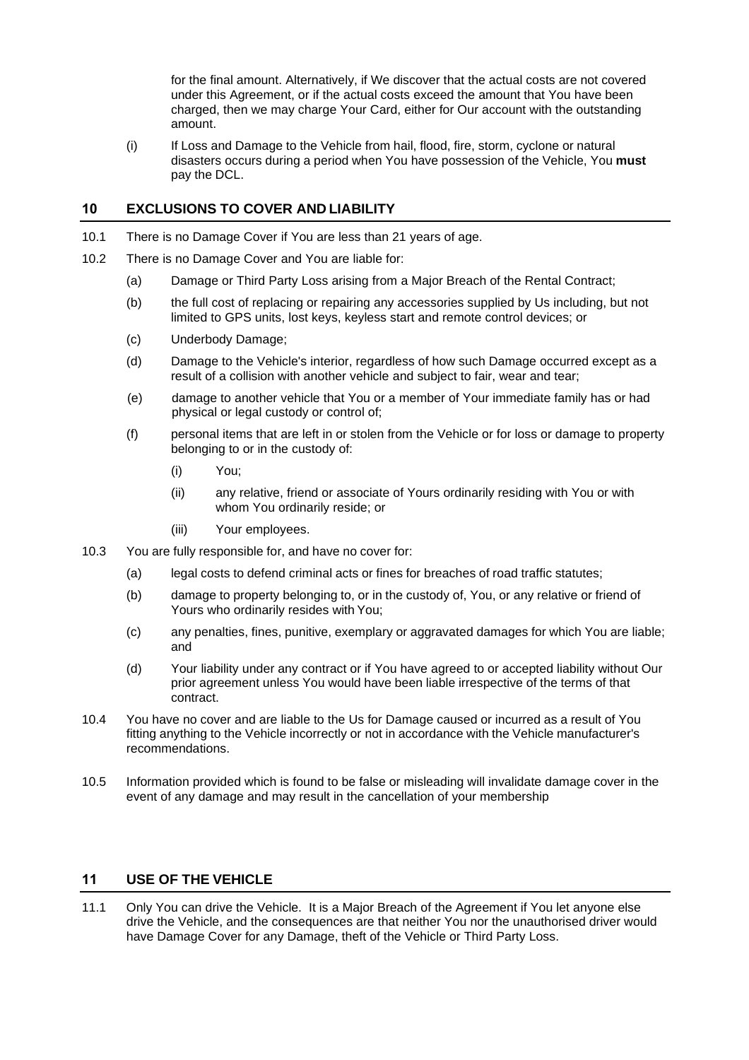for the final amount. Alternatively, if We discover that the actual costs are not covered under this Agreement, or if the actual costs exceed the amount that You have been charged, then we may charge Your Card, either for Our account with the outstanding amount.

(i) If Loss and Damage to the Vehicle from hail, flood, fire, storm, cyclone or natural disasters occurs during a period when You have possession of the Vehicle, You **must** pay the DCL.

## 10 EXCLUSIONS TO COVER AND LIABILITY

10.1 There is no Damage Cover if You are less than 21 years of age.

10.2 There is no Damage Cover and You are liable for:

- (a) Damage or Third Party Loss arising from a Major Breach of the Rental Contract;
- (b) the full cost of replacing or repairing any accessories supplied by Us including, but not limited to GPS units, lost keys, keyless start and remote control devices; or
- (c) Underbody Damage;
- (d) Damage to the Vehicle's interior, regardless of how such Damage occurred except as a result of a collision with another vehicle and subject to fair, wear and tear;
- (e) damage to another vehicle that You or a member of Your immediate family has or had physical or legal custody or control of;
- (f) personal items that are left in or stolen from the Vehicle or for loss or damage to property belonging to or in the custody of:
  - (i) You;
  - (ii) any relative, friend or associate of Yours ordinarily residing with You or with whom You ordinarily reside; or
  - (iii) Your employees.

10.3 You are fully responsible for, and have no cover for:

- (a) legal costs to defend criminal acts or fines for breaches of road traffic statutes;
- (b) damage to property belonging to, or in the custody of, You, or any relative or friend of Yours who ordinarily resides with You;
- (c) any penalties, fines, punitive, exemplary or aggravated damages for which You are liable; and
- (d) Your liability under any contract or if You have agreed to or accepted liability without Our prior agreement unless You would have been liable irrespective of the terms of that contract.

10.4 You have no cover and are liable to the Us for Damage caused or incurred as a result of You fitting anything to the Vehicle incorrectly or not in accordance with the Vehicle manufacturer's recommendations.

10.5 Information provided which is found to be false or misleading will invalidate damage cover in the event of any damage and may result in the cancellation of your membership

## 11 USE OF THE VEHICLE

11.1 Only You can drive the Vehicle. It is a Major Breach of the Agreement if You let anyone else drive the Vehicle, and the consequences are that neither You nor the unauthorised driver would have Damage Cover for any Damage, theft of the Vehicle or Third Party Loss.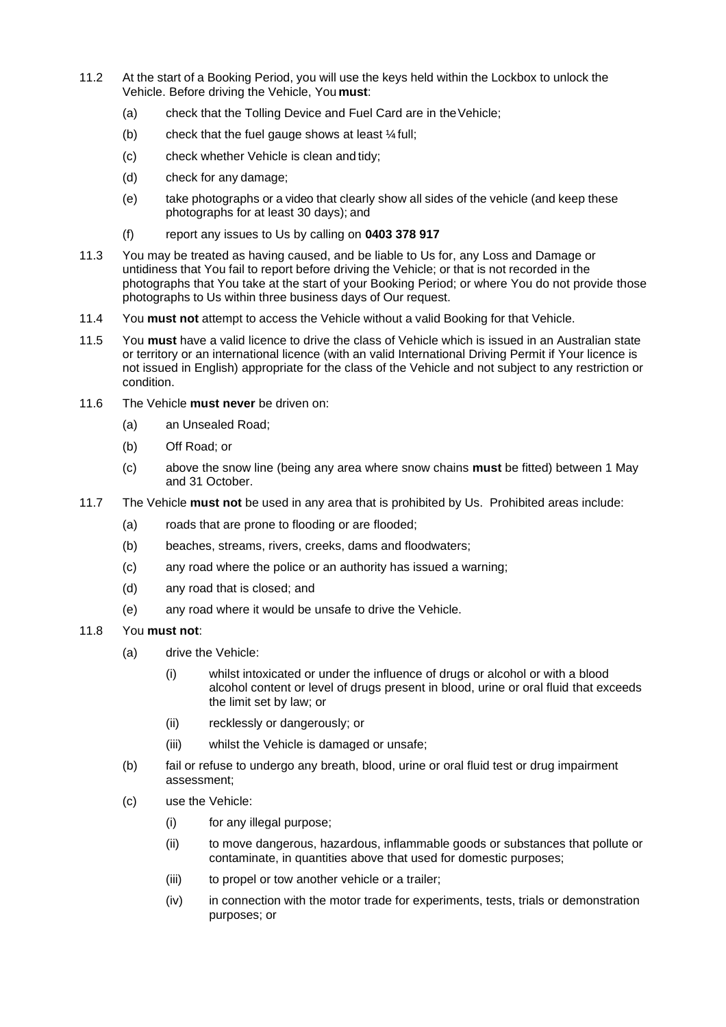11.2 At the start of a Booking Period, you will use the keys held within the Lockbox to unlock the Vehicle. Before driving the Vehicle, You **must**:

   (a) check that the Tolling Device and Fuel Card are in the Vehicle;

   (b) check that the fuel gauge shows at least ¼ full;

   (c) check whether Vehicle is clean and tidy;

   (d) check for any damage;

   (e) take photographs or a video that clearly show all sides of the vehicle (and keep these photographs for at least 30 days); and

   (f) report any issues to Us by calling on **0403 378 917**

11.3 You may be treated as having caused, and be liable to Us for, any Loss and Damage or untidiness that You fail to report before driving the Vehicle; or that is not recorded in the photographs that You take at the start of your Booking Period; or where You do not provide those photographs to Us within three business days of Our request.

11.4 You **must not** attempt to access the Vehicle without a valid Booking for that Vehicle.

11.5 You **must** have a valid licence to drive the class of Vehicle which is issued in an Australian state or territory or an international licence (with an valid International Driving Permit if Your licence is not issued in English) appropriate for the class of the Vehicle and not subject to any restriction or condition.

11.6 The Vehicle **must never** be driven on:

   (a) an Unsealed Road;

   (b) Off Road; or

   (c) above the snow line (being any area where snow chains **must** be fitted) between 1 May and 31 October.

11.7 The Vehicle **must not** be used in any area that is prohibited by Us. Prohibited areas include:

   (a) roads that are prone to flooding or are flooded;

   (b) beaches, streams, rivers, creeks, dams and floodwaters;

   (c) any road where the police or an authority has issued a warning;

   (d) any road that is closed; and

   (e) any road where it would be unsafe to drive the Vehicle.

11.8 You **must not**:

   (a) drive the Vehicle:

      (i) whilst intoxicated or under the influence of drugs or alcohol or with a blood alcohol content or level of drugs present in blood, urine or oral fluid that exceeds the limit set by law; or

      (ii) recklessly or dangerously; or

      (iii) whilst the Vehicle is damaged or unsafe;

   (b) fail or refuse to undergo any breath, blood, urine or oral fluid test or drug impairment assessment;

   (c) use the Vehicle:

      (i) for any illegal purpose;

      (ii) to move dangerous, hazardous, inflammable goods or substances that pollute or contaminate, in quantities above that used for domestic purposes;

      (iii) to propel or tow another vehicle or a trailer;

      (iv) in connection with the motor trade for experiments, tests, trials or demonstration purposes; or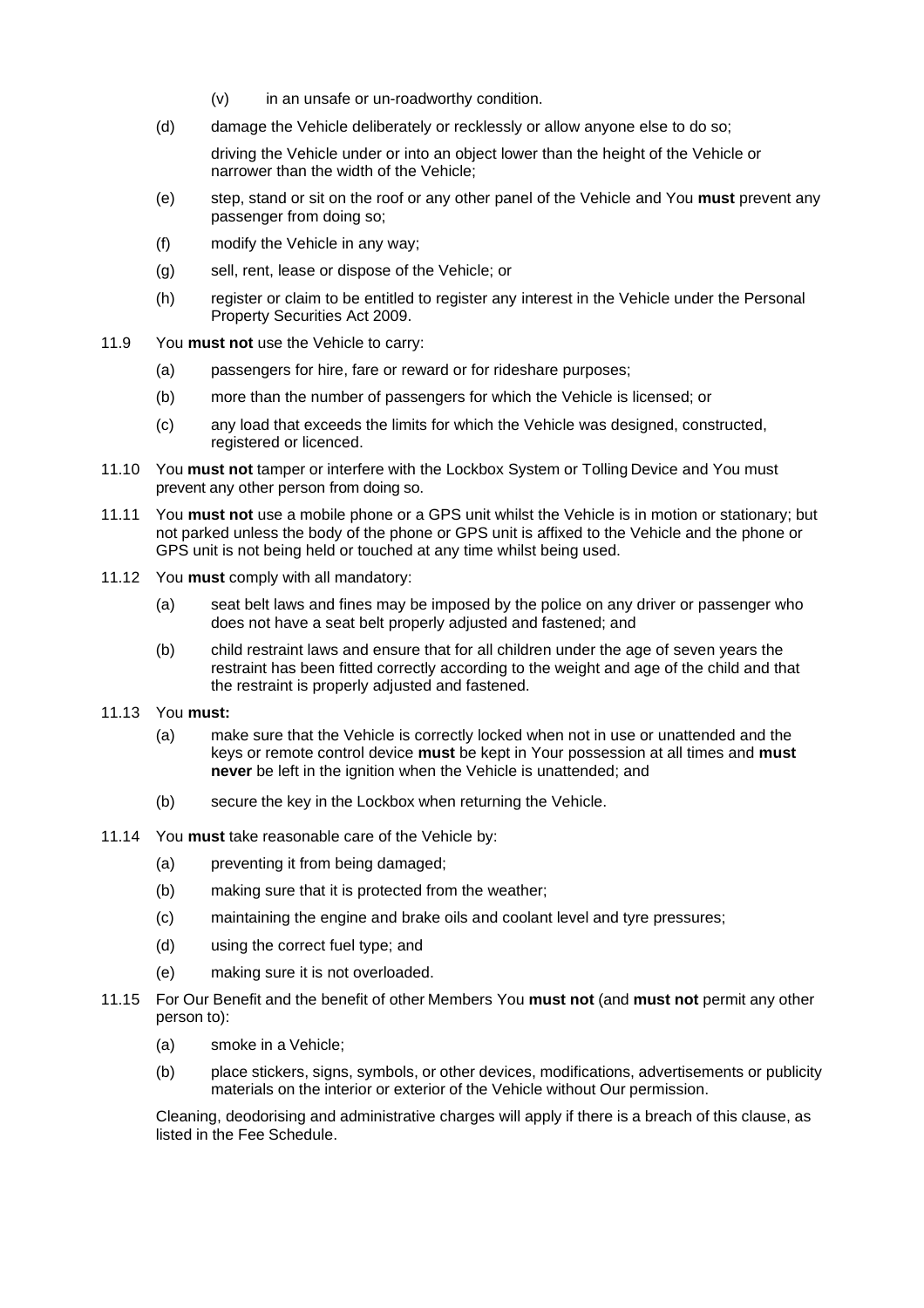(v) in an unsafe or un-roadworthy condition.

(d) damage the Vehicle deliberately or recklessly or allow anyone else to do so;

driving the Vehicle under or into an object lower than the height of the Vehicle or narrower than the width of the Vehicle;

(e) step, stand or sit on the roof or any other panel of the Vehicle and You **must** prevent any passenger from doing so;

(f) modify the Vehicle in any way;

(g) sell, rent, lease or dispose of the Vehicle; or

(h) register or claim to be entitled to register any interest in the Vehicle under the Personal Property Securities Act 2009.

11.9 You **must not** use the Vehicle to carry:

(a) passengers for hire, fare or reward or for rideshare purposes;

(b) more than the number of passengers for which the Vehicle is licensed; or

(c) any load that exceeds the limits for which the Vehicle was designed, constructed, registered or licenced.

11.10 You **must not** tamper or interfere with the Lockbox System or Tolling Device and You must prevent any other person from doing so.

11.11 You **must not** use a mobile phone or a GPS unit whilst the Vehicle is in motion or stationary; but not parked unless the body of the phone or GPS unit is affixed to the Vehicle and the phone or GPS unit is not being held or touched at any time whilst being used.

11.12 You **must** comply with all mandatory:

(a) seat belt laws and fines may be imposed by the police on any driver or passenger who does not have a seat belt properly adjusted and fastened; and

(b) child restraint laws and ensure that for all children under the age of seven years the restraint has been fitted correctly according to the weight and age of the child and that the restraint is properly adjusted and fastened.

11.13 You **must:**

(a) make sure that the Vehicle is correctly locked when not in use or unattended and the keys or remote control device **must** be kept in Your possession at all times and **must never** be left in the ignition when the Vehicle is unattended; and

(b) secure the key in the Lockbox when returning the Vehicle.

11.14 You **must** take reasonable care of the Vehicle by:

(a) preventing it from being damaged;

(b) making sure that it is protected from the weather;

(c) maintaining the engine and brake oils and coolant level and tyre pressures;

(d) using the correct fuel type; and

(e) making sure it is not overloaded.

11.15 For Our Benefit and the benefit of other Members You **must not** (and **must not** permit any other person to):

(a) smoke in a Vehicle;

(b) place stickers, signs, symbols, or other devices, modifications, advertisements or publicity materials on the interior or exterior of the Vehicle without Our permission.

Cleaning, deodorising and administrative charges will apply if there is a breach of this clause, as listed in the Fee Schedule.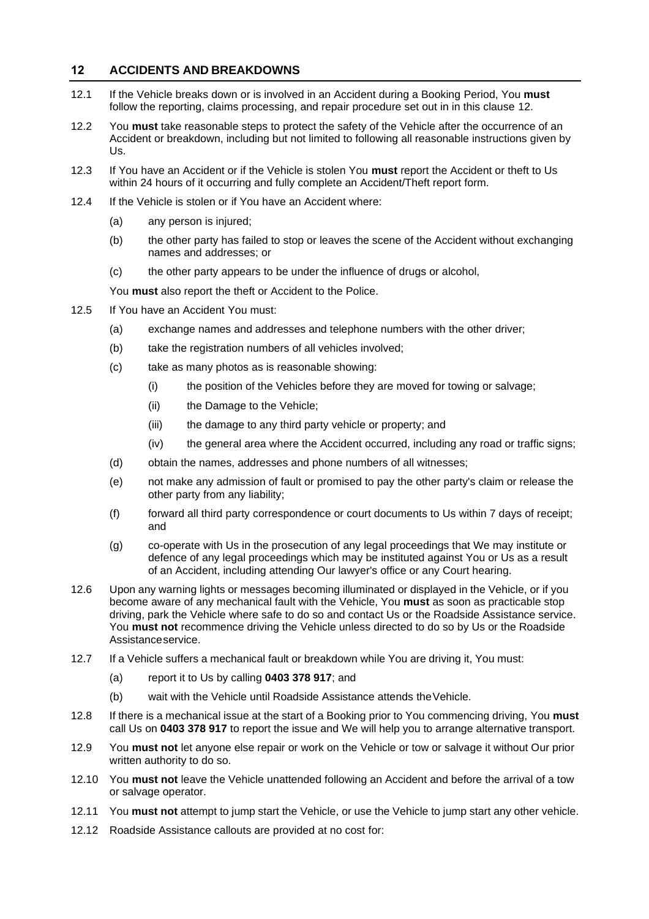## 12 ACCIDENTS AND BREAKDOWNS

12.1 If the Vehicle breaks down or is involved in an Accident during a Booking Period, You **must** follow the reporting, claims processing, and repair procedure set out in in this clause 12.

12.2 You **must** take reasonable steps to protect the safety of the Vehicle after the occurrence of an Accident or breakdown, including but not limited to following all reasonable instructions given by Us.

12.3 If You have an Accident or if the Vehicle is stolen You **must** report the Accident or theft to Us within 24 hours of it occurring and fully complete an Accident/Theft report form.

12.4 If the Vehicle is stolen or if You have an Accident where:

- (a) any person is injured;
- (b) the other party has failed to stop or leaves the scene of the Accident without exchanging names and addresses; or
- (c) the other party appears to be under the influence of drugs or alcohol,

You **must** also report the theft or Accident to the Police.

12.5 If You have an Accident You must:

- (a) exchange names and addresses and telephone numbers with the other driver;
- (b) take the registration numbers of all vehicles involved;
- (c) take as many photos as is reasonable showing:
  - (i) the position of the Vehicles before they are moved for towing or salvage;
  - (ii) the Damage to the Vehicle;
  - (iii) the damage to any third party vehicle or property; and
  - (iv) the general area where the Accident occurred, including any road or traffic signs;
- (d) obtain the names, addresses and phone numbers of all witnesses;
- (e) not make any admission of fault or promised to pay the other party's claim or release the other party from any liability;
- (f) forward all third party correspondence or court documents to Us within 7 days of receipt; and
- (g) co-operate with Us in the prosecution of any legal proceedings that We may institute or defence of any legal proceedings which may be instituted against You or Us as a result of an Accident, including attending Our lawyer's office or any Court hearing.

12.6 Upon any warning lights or messages becoming illuminated or displayed in the Vehicle, or if you become aware of any mechanical fault with the Vehicle, You **must** as soon as practicable stop driving, park the Vehicle where safe to do so and contact Us or the Roadside Assistance service. You **must not** recommence driving the Vehicle unless directed to do so by Us or the Roadside Assistanceservice.

12.7 If a Vehicle suffers a mechanical fault or breakdown while You are driving it, You must:

- (a) report it to Us by calling **0403 378 917**; and
- (b) wait with the Vehicle until Roadside Assistance attends theVehicle.

12.8 If there is a mechanical issue at the start of a Booking prior to You commencing driving, You **must** call Us on **0403 378 917** to report the issue and We will help you to arrange alternative transport.

12.9 You **must not** let anyone else repair or work on the Vehicle or tow or salvage it without Our prior written authority to do so.

12.10 You **must not** leave the Vehicle unattended following an Accident and before the arrival of a tow or salvage operator.

12.11 You **must not** attempt to jump start the Vehicle, or use the Vehicle to jump start any other vehicle.

12.12 Roadside Assistance callouts are provided at no cost for: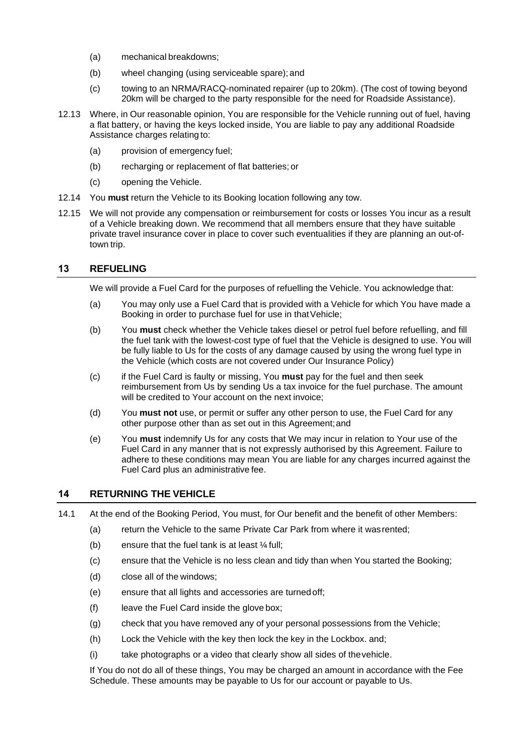(a) mechanical breakdowns;

(b) wheel changing (using serviceable spare); and

(c) towing to an NRMA/RACQ-nominated repairer (up to 20km). (The cost of towing beyond 20km will be charged to the party responsible for the need for Roadside Assistance).

12.13 Where, in Our reasonable opinion, You are responsible for the Vehicle running out of fuel, having a flat battery, or having the keys locked inside, You are liable to pay any additional Roadside Assistance charges relating to:

(a) provision of emergency fuel;

(b) recharging or replacement of flat batteries; or

(c) opening the Vehicle.

12.14 You **must** return the Vehicle to its Booking location following any tow.

12.15 We will not provide any compensation or reimbursement for costs or losses You incur as a result of a Vehicle breaking down. We recommend that all members ensure that they have suitable private travel insurance cover in place to cover such eventualities if they are planning an out-of-town trip.

## 13 REFUELING

We will provide a Fuel Card for the purposes of refuelling the Vehicle. You acknowledge that:

(a) You may only use a Fuel Card that is provided with a Vehicle for which You have made a Booking in order to purchase fuel for use in that Vehicle;

(b) You **must** check whether the Vehicle takes diesel or petrol fuel before refuelling, and fill the fuel tank with the lowest-cost type of fuel that the Vehicle is designed to use. You will be fully liable to Us for the costs of any damage caused by using the wrong fuel type in the Vehicle (which costs are not covered under Our Insurance Policy)

(c) if the Fuel Card is faulty or missing, You **must** pay for the fuel and then seek reimbursement from Us by sending Us a tax invoice for the fuel purchase. The amount will be credited to Your account on the next invoice;

(d) You **must not** use, or permit or suffer any other person to use, the Fuel Card for any other purpose other than as set out in this Agreement; and

(e) You **must** indemnify Us for any costs that We may incur in relation to Your use of the Fuel Card in any manner that is not expressly authorised by this Agreement. Failure to adhere to these conditions may mean You are liable for any charges incurred against the Fuel Card plus an administrative fee.

## 14 RETURNING THE VEHICLE

14.1 At the end of the Booking Period, You must, for Our benefit and the benefit of other Members:

(a) return the Vehicle to the same Private Car Park from where it was rented;

(b) ensure that the fuel tank is at least ¼ full;

(c) ensure that the Vehicle is no less clean and tidy than when You started the Booking;

(d) close all of the windows;

(e) ensure that all lights and accessories are turned off;

(f) leave the Fuel Card inside the glove box;

(g) check that you have removed any of your personal possessions from the Vehicle;

(h) Lock the Vehicle with the key then lock the key in the Lockbox. and;

(i) take photographs or a video that clearly show all sides of the vehicle.

If You do not do all of these things, You may be charged an amount in accordance with the Fee Schedule. These amounts may be payable to Us for our account or payable to Us.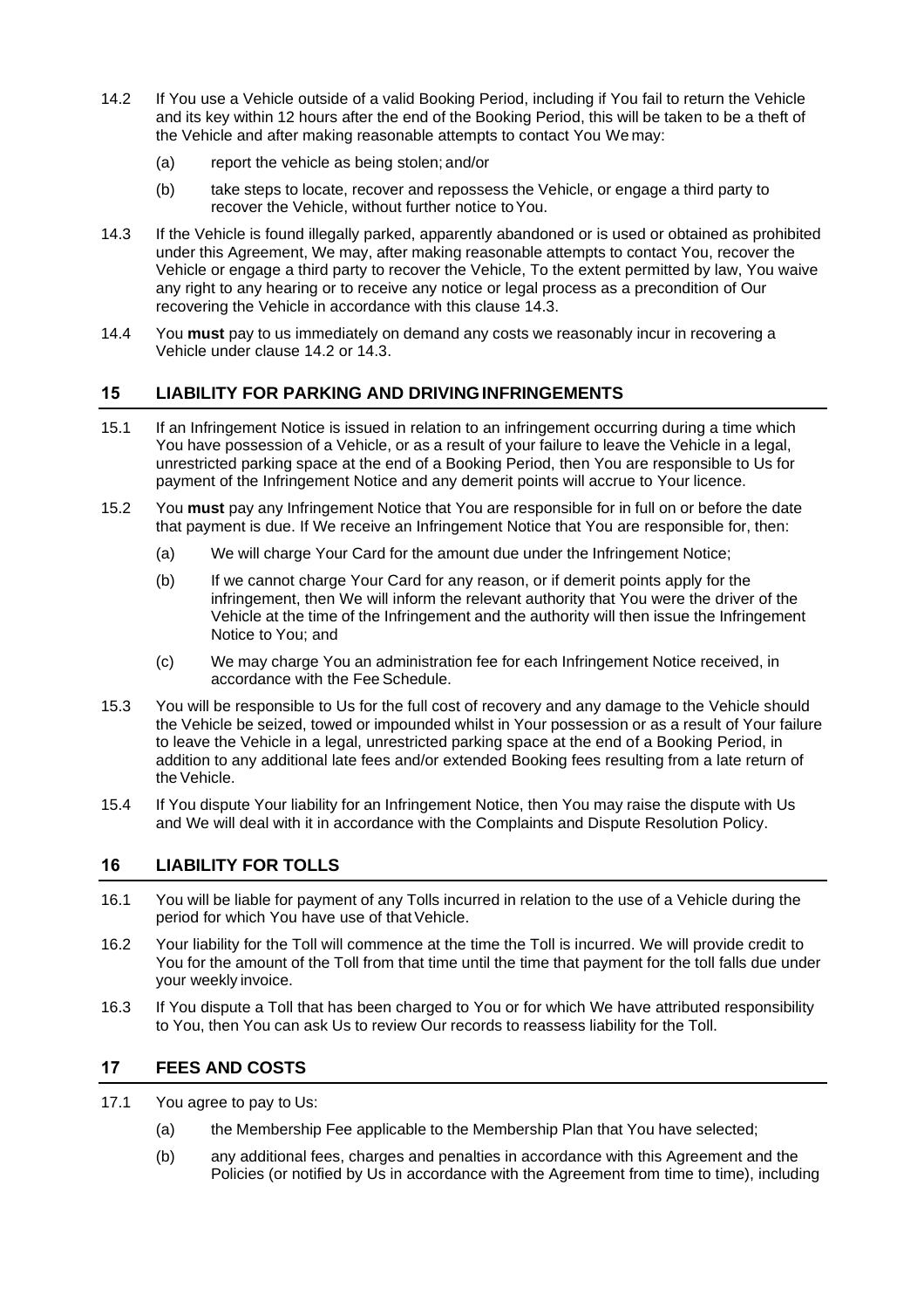14.2 If You use a Vehicle outside of a valid Booking Period, including if You fail to return the Vehicle and its key within 12 hours after the end of the Booking Period, this will be taken to be a theft of the Vehicle and after making reasonable attempts to contact You We may:

(a) report the vehicle as being stolen; and/or

(b) take steps to locate, recover and repossess the Vehicle, or engage a third party to recover the Vehicle, without further notice to You.

14.3 If the Vehicle is found illegally parked, apparently abandoned or is used or obtained as prohibited under this Agreement, We may, after making reasonable attempts to contact You, recover the Vehicle or engage a third party to recover the Vehicle, To the extent permitted by law, You waive any right to any hearing or to receive any notice or legal process as a precondition of Our recovering the Vehicle in accordance with this clause 14.3.

14.4 You **must** pay to us immediately on demand any costs we reasonably incur in recovering a Vehicle under clause 14.2 or 14.3.

## 15 LIABILITY FOR PARKING AND DRIVING INFRINGEMENTS

15.1 If an Infringement Notice is issued in relation to an infringement occurring during a time which You have possession of a Vehicle, or as a result of your failure to leave the Vehicle in a legal, unrestricted parking space at the end of a Booking Period, then You are responsible to Us for payment of the Infringement Notice and any demerit points will accrue to Your licence.

15.2 You **must** pay any Infringement Notice that You are responsible for in full on or before the date that payment is due. If We receive an Infringement Notice that You are responsible for, then:

(a) We will charge Your Card for the amount due under the Infringement Notice;

(b) If we cannot charge Your Card for any reason, or if demerit points apply for the infringement, then We will inform the relevant authority that You were the driver of the Vehicle at the time of the Infringement and the authority will then issue the Infringement Notice to You; and

(c) We may charge You an administration fee for each Infringement Notice received, in accordance with the Fee Schedule.

15.3 You will be responsible to Us for the full cost of recovery and any damage to the Vehicle should the Vehicle be seized, towed or impounded whilst in Your possession or as a result of Your failure to leave the Vehicle in a legal, unrestricted parking space at the end of a Booking Period, in addition to any additional late fees and/or extended Booking fees resulting from a late return of the Vehicle.

15.4 If You dispute Your liability for an Infringement Notice, then You may raise the dispute with Us and We will deal with it in accordance with the Complaints and Dispute Resolution Policy.

## 16 LIABILITY FOR TOLLS

16.1 You will be liable for payment of any Tolls incurred in relation to the use of a Vehicle during the period for which You have use of that Vehicle.

16.2 Your liability for the Toll will commence at the time the Toll is incurred. We will provide credit to You for the amount of the Toll from that time until the time that payment for the toll falls due under your weekly invoice.

16.3 If You dispute a Toll that has been charged to You or for which We have attributed responsibility to You, then You can ask Us to review Our records to reassess liability for the Toll.

## 17 FEES AND COSTS

17.1 You agree to pay to Us:

(a) the Membership Fee applicable to the Membership Plan that You have selected;

(b) any additional fees, charges and penalties in accordance with this Agreement and the Policies (or notified by Us in accordance with the Agreement from time to time), including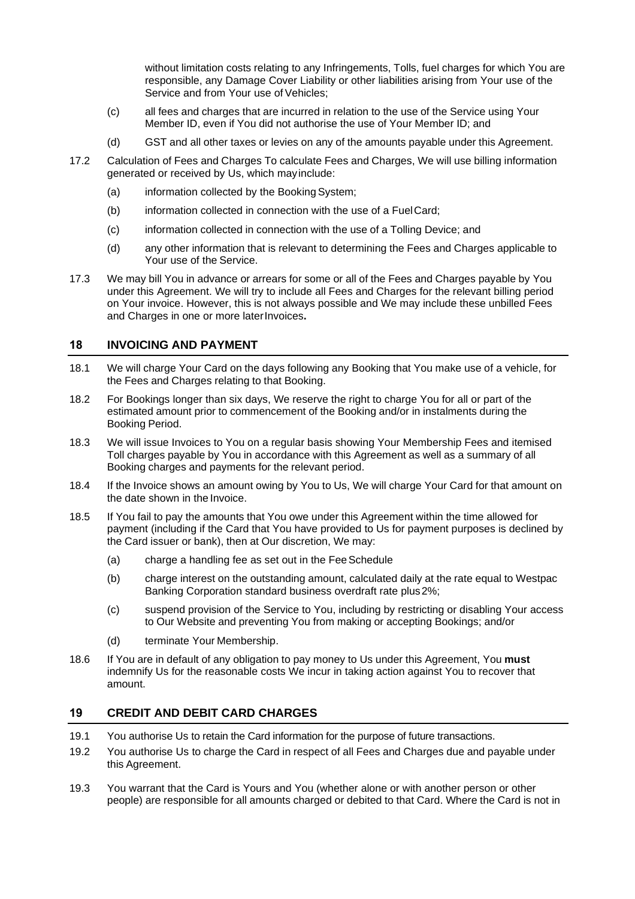without limitation costs relating to any Infringements, Tolls, fuel charges for which You are responsible, any Damage Cover Liability or other liabilities arising from Your use of the Service and from Your use of Vehicles;

(c) all fees and charges that are incurred in relation to the use of the Service using Your Member ID, even if You did not authorise the use of Your Member ID; and

(d) GST and all other taxes or levies on any of the amounts payable under this Agreement.

17.2 Calculation of Fees and Charges To calculate Fees and Charges, We will use billing information generated or received by Us, which may include:

(a) information collected by the Booking System;

(b) information collected in connection with the use of a Fuel Card;

(c) information collected in connection with the use of a Tolling Device; and

(d) any other information that is relevant to determining the Fees and Charges applicable to Your use of the Service.

17.3 We may bill You in advance or arrears for some or all of the Fees and Charges payable by You under this Agreement. We will try to include all Fees and Charges for the relevant billing period on Your invoice. However, this is not always possible and We may include these unbilled Fees and Charges in one or more later Invoices**.**

## 18 INVOICING AND PAYMENT

18.1 We will charge Your Card on the days following any Booking that You make use of a vehicle, for the Fees and Charges relating to that Booking.

18.2 For Bookings longer than six days, We reserve the right to charge You for all or part of the estimated amount prior to commencement of the Booking and/or in instalments during the Booking Period.

18.3 We will issue Invoices to You on a regular basis showing Your Membership Fees and itemised Toll charges payable by You in accordance with this Agreement as well as a summary of all Booking charges and payments for the relevant period.

18.4 If the Invoice shows an amount owing by You to Us, We will charge Your Card for that amount on the date shown in the Invoice.

18.5 If You fail to pay the amounts that You owe under this Agreement within the time allowed for payment (including if the Card that You have provided to Us for payment purposes is declined by the Card issuer or bank), then at Our discretion, We may:

(a) charge a handling fee as set out in the Fee Schedule

(b) charge interest on the outstanding amount, calculated daily at the rate equal to Westpac Banking Corporation standard business overdraft rate plus 2%;

(c) suspend provision of the Service to You, including by restricting or disabling Your access to Our Website and preventing You from making or accepting Bookings; and/or

(d) terminate Your Membership.

18.6 If You are in default of any obligation to pay money to Us under this Agreement, You **must** indemnify Us for the reasonable costs We incur in taking action against You to recover that amount.

## 19 CREDIT AND DEBIT CARD CHARGES

19.1 You authorise Us to retain the Card information for the purpose of future transactions.

19.2 You authorise Us to charge the Card in respect of all Fees and Charges due and payable under this Agreement.

19.3 You warrant that the Card is Yours and You (whether alone or with another person or other people) are responsible for all amounts charged or debited to that Card. Where the Card is not in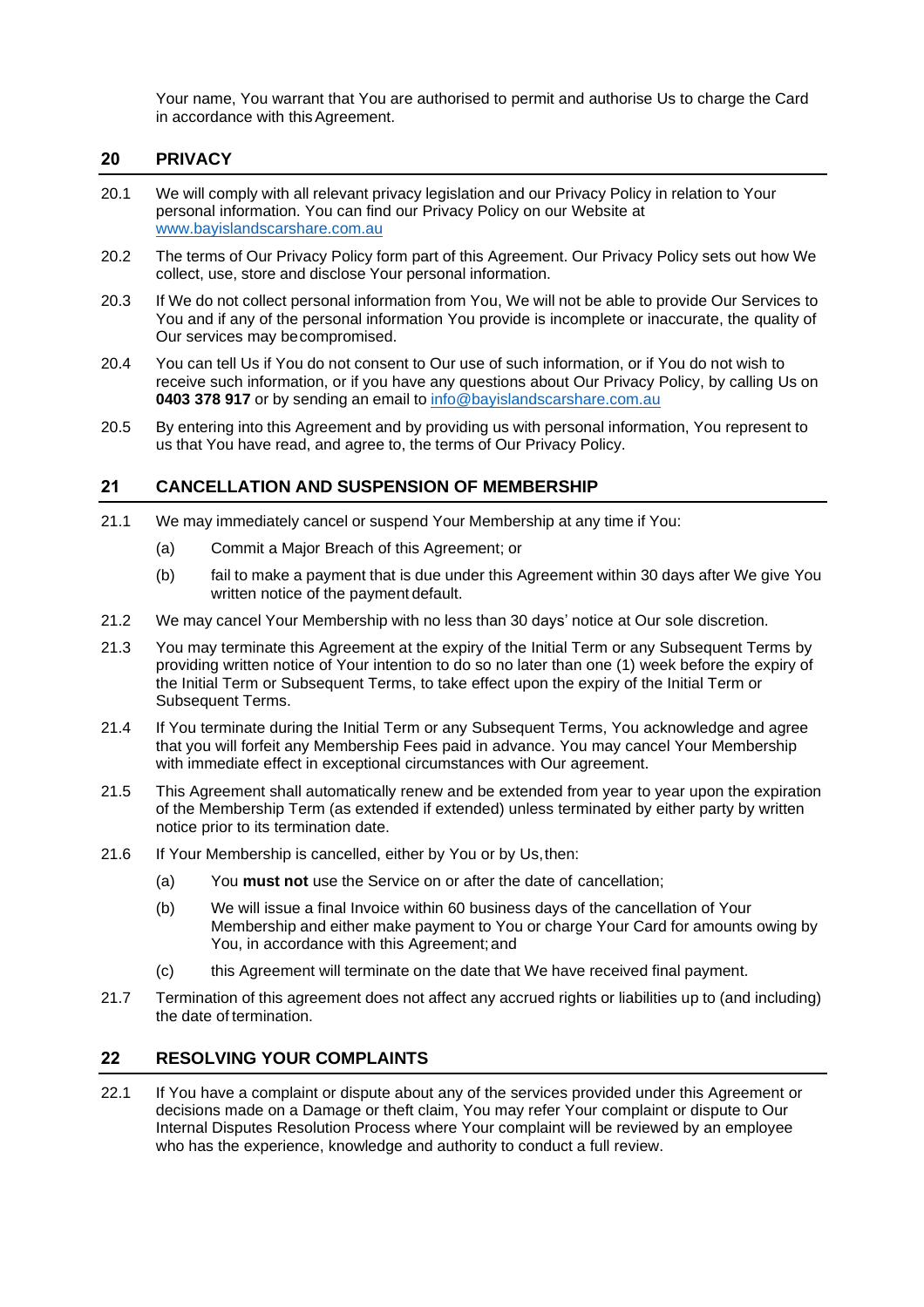Your name, You warrant that You are authorised to permit and authorise Us to charge the Card in accordance with this Agreement.

## 20 PRIVACY

20.1 We will comply with all relevant privacy legislation and our Privacy Policy in relation to Your personal information. You can find our Privacy Policy on our Website at www.bayislandscarshare.com.au

20.2 The terms of Our Privacy Policy form part of this Agreement. Our Privacy Policy sets out how We collect, use, store and disclose Your personal information.

20.3 If We do not collect personal information from You, We will not be able to provide Our Services to You and if any of the personal information You provide is incomplete or inaccurate, the quality of Our services may be compromised.

20.4 You can tell Us if You do not consent to Our use of such information, or if You do not wish to receive such information, or if you have any questions about Our Privacy Policy, by calling Us on **0403 378 917** or by sending an email to info@bayislandscarshare.com.au

20.5 By entering into this Agreement and by providing us with personal information, You represent to us that You have read, and agree to, the terms of Our Privacy Policy.

## 21 CANCELLATION AND SUSPENSION OF MEMBERSHIP

21.1 We may immediately cancel or suspend Your Membership at any time if You:

(a) Commit a Major Breach of this Agreement; or

(b) fail to make a payment that is due under this Agreement within 30 days after We give You written notice of the payment default.

21.2 We may cancel Your Membership with no less than 30 days' notice at Our sole discretion.

21.3 You may terminate this Agreement at the expiry of the Initial Term or any Subsequent Terms by providing written notice of Your intention to do so no later than one (1) week before the expiry of the Initial Term or Subsequent Terms, to take effect upon the expiry of the Initial Term or Subsequent Terms.

21.4 If You terminate during the Initial Term or any Subsequent Terms, You acknowledge and agree that you will forfeit any Membership Fees paid in advance. You may cancel Your Membership with immediate effect in exceptional circumstances with Our agreement.

21.5 This Agreement shall automatically renew and be extended from year to year upon the expiration of the Membership Term (as extended if extended) unless terminated by either party by written notice prior to its termination date.

21.6 If Your Membership is cancelled, either by You or by Us, then:

(a) You **must not** use the Service on or after the date of cancellation;

(b) We will issue a final Invoice within 60 business days of the cancellation of Your Membership and either make payment to You or charge Your Card for amounts owing by You, in accordance with this Agreement; and

(c) this Agreement will terminate on the date that We have received final payment.

21.7 Termination of this agreement does not affect any accrued rights or liabilities up to (and including) the date of termination.

## 22 RESOLVING YOUR COMPLAINTS

22.1 If You have a complaint or dispute about any of the services provided under this Agreement or decisions made on a Damage or theft claim, You may refer Your complaint or dispute to Our Internal Disputes Resolution Process where Your complaint will be reviewed by an employee who has the experience, knowledge and authority to conduct a full review.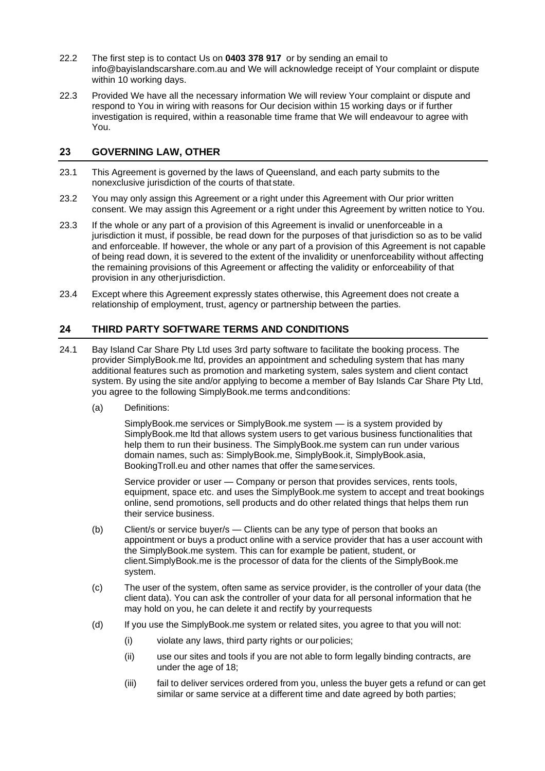22.2 The first step is to contact Us on **0403 378 917** or by sending an email to info@bayislandscarshare.com.au and We will acknowledge receipt of Your complaint or dispute within 10 working days.

22.3 Provided We have all the necessary information We will review Your complaint or dispute and respond to You in wiring with reasons for Our decision within 15 working days or if further investigation is required, within a reasonable time frame that We will endeavour to agree with You.

## 23 GOVERNING LAW, OTHER

23.1 This Agreement is governed by the laws of Queensland, and each party submits to the nonexclusive jurisdiction of the courts of that state.

23.2 You may only assign this Agreement or a right under this Agreement with Our prior written consent. We may assign this Agreement or a right under this Agreement by written notice to You.

23.3 If the whole or any part of a provision of this Agreement is invalid or unenforceable in a jurisdiction it must, if possible, be read down for the purposes of that jurisdiction so as to be valid and enforceable. If however, the whole or any part of a provision of this Agreement is not capable of being read down, it is severed to the extent of the invalidity or unenforceability without affecting the remaining provisions of this Agreement or affecting the validity or enforceability of that provision in any other jurisdiction.

23.4 Except where this Agreement expressly states otherwise, this Agreement does not create a relationship of employment, trust, agency or partnership between the parties.

## 24 THIRD PARTY SOFTWARE TERMS AND CONDITIONS

24.1 Bay Island Car Share Pty Ltd uses 3rd party software to facilitate the booking process. The provider SimplyBook.me ltd, provides an appointment and scheduling system that has many additional features such as promotion and marketing system, sales system and client contact system. By using the site and/or applying to become a member of Bay Islands Car Share Pty Ltd, you agree to the following SimplyBook.me terms and conditions:

(a) Definitions:

SimplyBook.me services or SimplyBook.me system — is a system provided by SimplyBook.me ltd that allows system users to get various business functionalities that help them to run their business. The SimplyBook.me system can run under various domain names, such as: SimplyBook.me, SimplyBook.it, SimplyBook.asia, BookingTroll.eu and other names that offer the same services.

Service provider or user — Company or person that provides services, rents tools, equipment, space etc. and uses the SimplyBook.me system to accept and treat bookings online, send promotions, sell products and do other related things that helps them run their service business.

(b) Client/s or service buyer/s — Clients can be any type of person that books an appointment or buys a product online with a service provider that has a user account with the SimplyBook.me system. This can for example be patient, student, or client.SimplyBook.me is the processor of data for the clients of the SimplyBook.me system.

(c) The user of the system, often same as service provider, is the controller of your data (the client data). You can ask the controller of your data for all personal information that he may hold on you, he can delete it and rectify by your requests

(d) If you use the SimplyBook.me system or related sites, you agree to that you will not:

(i) violate any laws, third party rights or our policies;

(ii) use our sites and tools if you are not able to form legally binding contracts, are under the age of 18;

(iii) fail to deliver services ordered from you, unless the buyer gets a refund or can get similar or same service at a different time and date agreed by both parties;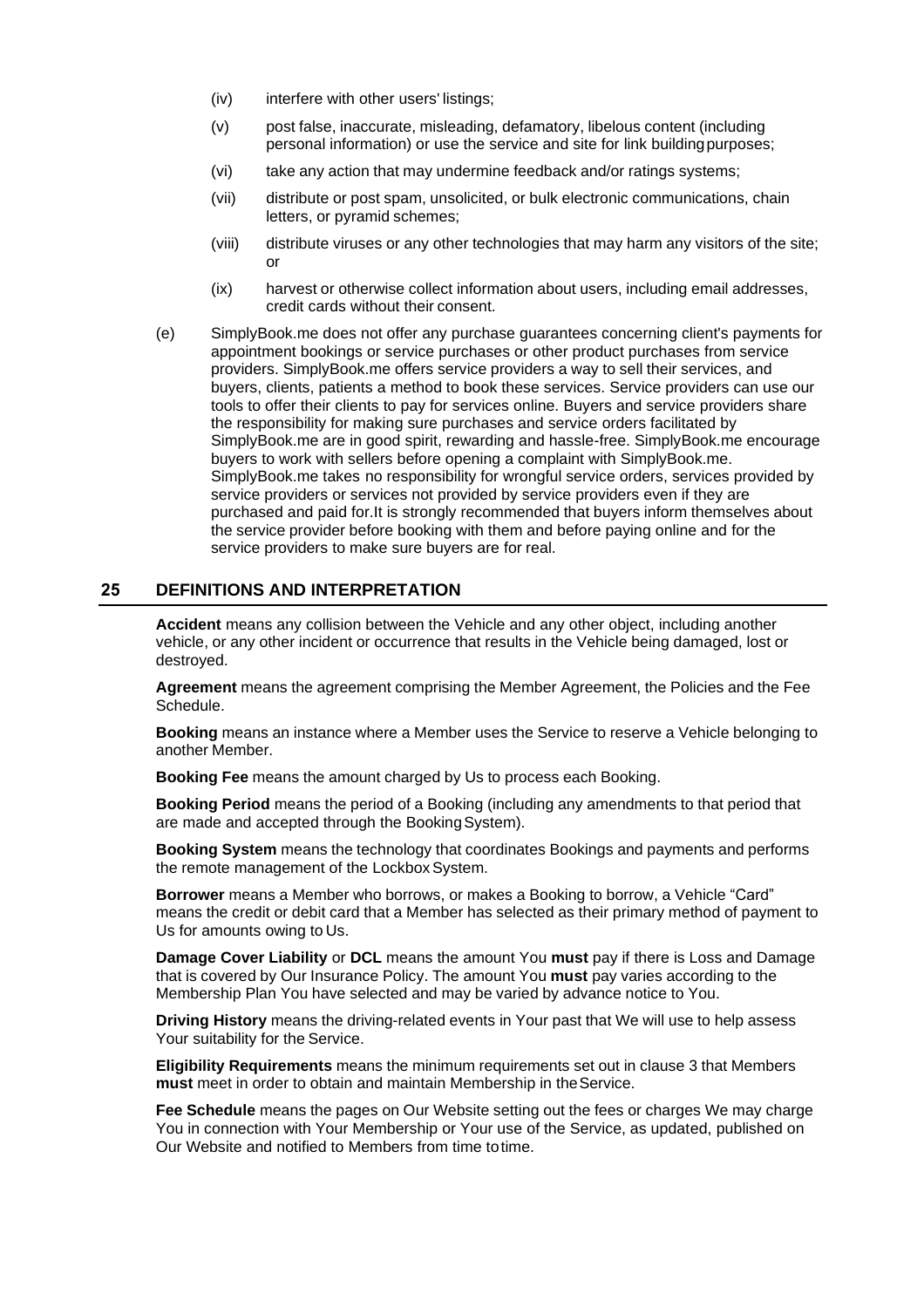(iv) interfere with other users' listings;

(v) post false, inaccurate, misleading, defamatory, libelous content (including personal information) or use the service and site for link building purposes;

(vi) take any action that may undermine feedback and/or ratings systems;

(vii) distribute or post spam, unsolicited, or bulk electronic communications, chain letters, or pyramid schemes;

(viii) distribute viruses or any other technologies that may harm any visitors of the site; or

(ix) harvest or otherwise collect information about users, including email addresses, credit cards without their consent.

(e) SimplyBook.me does not offer any purchase guarantees concerning client's payments for appointment bookings or service purchases or other product purchases from service providers. SimplyBook.me offers service providers a way to sell their services, and buyers, clients, patients a method to book these services. Service providers can use our tools to offer their clients to pay for services online. Buyers and service providers share the responsibility for making sure purchases and service orders facilitated by SimplyBook.me are in good spirit, rewarding and hassle-free. SimplyBook.me encourage buyers to work with sellers before opening a complaint with SimplyBook.me. SimplyBook.me takes no responsibility for wrongful service orders, services provided by service providers or services not provided by service providers even if they are purchased and paid for.It is strongly recommended that buyers inform themselves about the service provider before booking with them and before paying online and for the service providers to make sure buyers are for real.

## 25 DEFINITIONS AND INTERPRETATION

**Accident** means any collision between the Vehicle and any other object, including another vehicle, or any other incident or occurrence that results in the Vehicle being damaged, lost or destroyed.

**Agreement** means the agreement comprising the Member Agreement, the Policies and the Fee Schedule.

**Booking** means an instance where a Member uses the Service to reserve a Vehicle belonging to another Member.

**Booking Fee** means the amount charged by Us to process each Booking.

**Booking Period** means the period of a Booking (including any amendments to that period that are made and accepted through the Booking System).

**Booking System** means the technology that coordinates Bookings and payments and performs the remote management of the Lockbox System.

**Borrower** means a Member who borrows, or makes a Booking to borrow, a Vehicle "Card" means the credit or debit card that a Member has selected as their primary method of payment to Us for amounts owing to Us.

**Damage Cover Liability** or **DCL** means the amount You **must** pay if there is Loss and Damage that is covered by Our Insurance Policy. The amount You **must** pay varies according to the Membership Plan You have selected and may be varied by advance notice to You.

**Driving History** means the driving-related events in Your past that We will use to help assess Your suitability for the Service.

**Eligibility Requirements** means the minimum requirements set out in clause 3 that Members **must** meet in order to obtain and maintain Membership in the Service.

**Fee Schedule** means the pages on Our Website setting out the fees or charges We may charge You in connection with Your Membership or Your use of the Service, as updated, published on Our Website and notified to Members from time to time.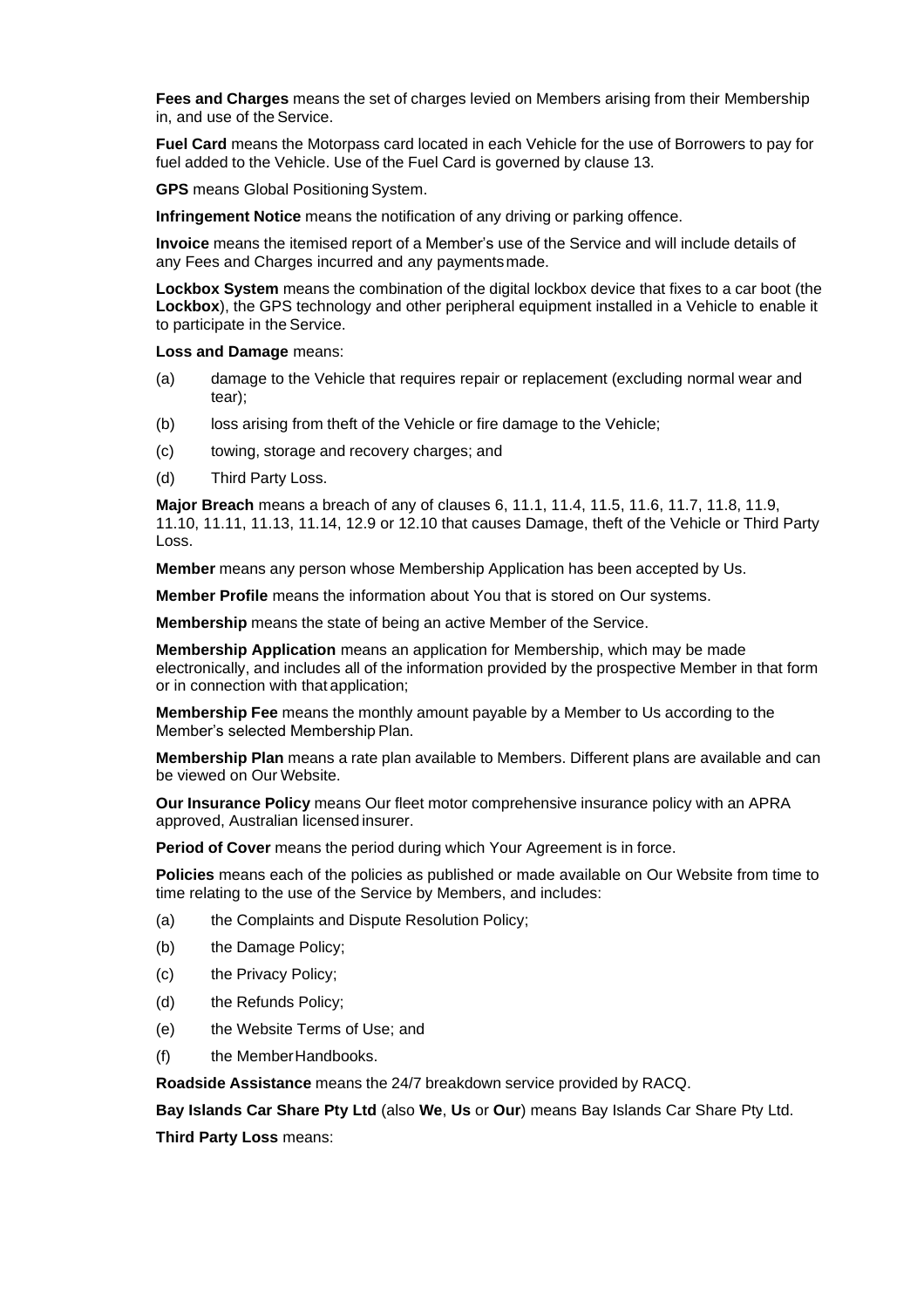**Fees and Charges** means the set of charges levied on Members arising from their Membership in, and use of the Service.

**Fuel Card** means the Motorpass card located in each Vehicle for the use of Borrowers to pay for fuel added to the Vehicle. Use of the Fuel Card is governed by clause 13.

**GPS** means Global Positioning System.

**Infringement Notice** means the notification of any driving or parking offence.

**Invoice** means the itemised report of a Member's use of the Service and will include details of any Fees and Charges incurred and any payments made.

**Lockbox System** means the combination of the digital lockbox device that fixes to a car boot (the **Lockbox**), the GPS technology and other peripheral equipment installed in a Vehicle to enable it to participate in the Service.

**Loss and Damage** means:

(a) damage to the Vehicle that requires repair or replacement (excluding normal wear and tear);

(b) loss arising from theft of the Vehicle or fire damage to the Vehicle;

(c) towing, storage and recovery charges; and

(d) Third Party Loss.

**Major Breach** means a breach of any of clauses 6, 11.1, 11.4, 11.5, 11.6, 11.7, 11.8, 11.9, 11.10, 11.11, 11.13, 11.14, 12.9 or 12.10 that causes Damage, theft of the Vehicle or Third Party Loss.

**Member** means any person whose Membership Application has been accepted by Us.

**Member Profile** means the information about You that is stored on Our systems.

**Membership** means the state of being an active Member of the Service.

**Membership Application** means an application for Membership, which may be made electronically, and includes all of the information provided by the prospective Member in that form or in connection with that application;

**Membership Fee** means the monthly amount payable by a Member to Us according to the Member's selected Membership Plan.

**Membership Plan** means a rate plan available to Members. Different plans are available and can be viewed on Our Website.

**Our Insurance Policy** means Our fleet motor comprehensive insurance policy with an APRA approved, Australian licensed insurer.

**Period of Cover** means the period during which Your Agreement is in force.

**Policies** means each of the policies as published or made available on Our Website from time to time relating to the use of the Service by Members, and includes:

(a) the Complaints and Dispute Resolution Policy;

(b) the Damage Policy;

(c) the Privacy Policy;

(d) the Refunds Policy;

(e) the Website Terms of Use; and

(f) the Member Handbooks.

**Roadside Assistance** means the 24/7 breakdown service provided by RACQ.

**Bay Islands Car Share Pty Ltd** (also **We**, **Us** or **Our**) means Bay Islands Car Share Pty Ltd.

**Third Party Loss** means: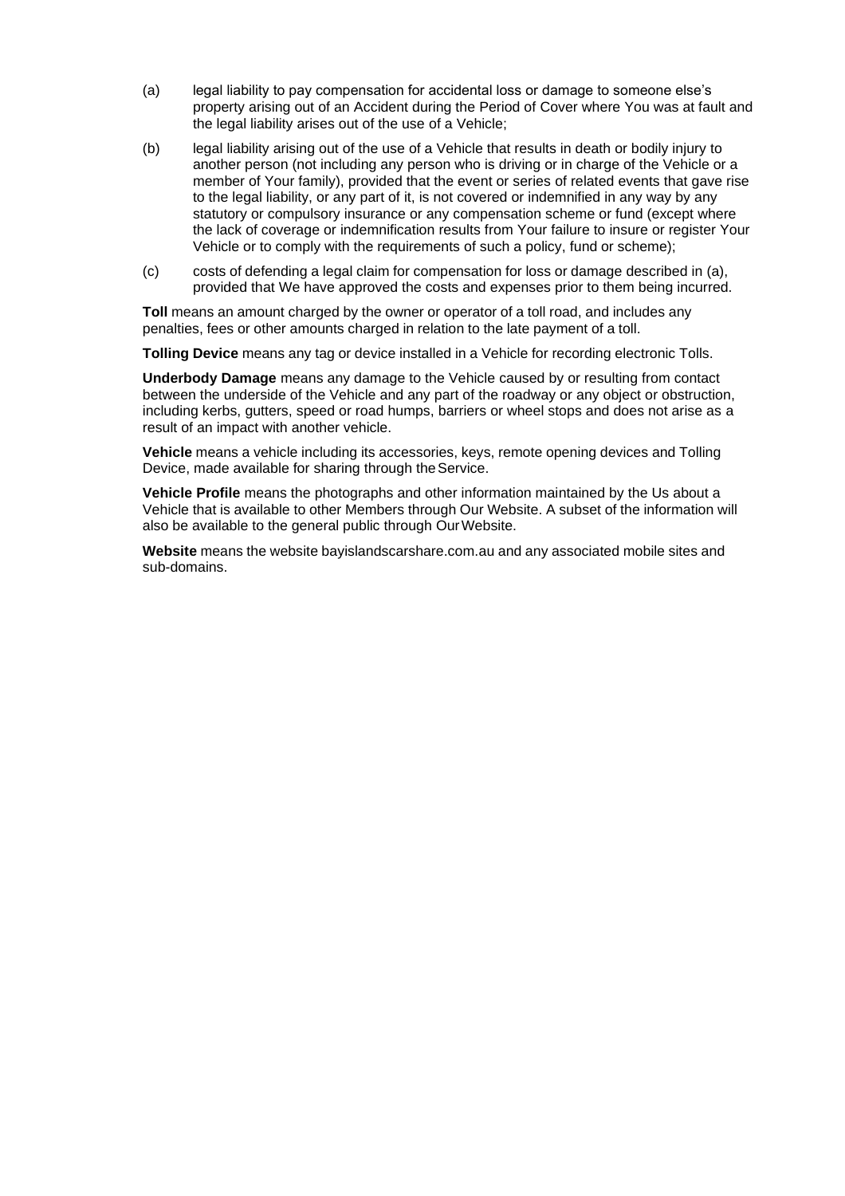(a) legal liability to pay compensation for accidental loss or damage to someone else's property arising out of an Accident during the Period of Cover where You was at fault and the legal liability arises out of the use of a Vehicle;

(b) legal liability arising out of the use of a Vehicle that results in death or bodily injury to another person (not including any person who is driving or in charge of the Vehicle or a member of Your family), provided that the event or series of related events that gave rise to the legal liability, or any part of it, is not covered or indemnified in any way by any statutory or compulsory insurance or any compensation scheme or fund (except where the lack of coverage or indemnification results from Your failure to insure or register Your Vehicle or to comply with the requirements of such a policy, fund or scheme);

(c) costs of defending a legal claim for compensation for loss or damage described in (a), provided that We have approved the costs and expenses prior to them being incurred.

**Toll** means an amount charged by the owner or operator of a toll road, and includes any penalties, fees or other amounts charged in relation to the late payment of a toll.

**Tolling Device** means any tag or device installed in a Vehicle for recording electronic Tolls.

**Underbody Damage** means any damage to the Vehicle caused by or resulting from contact between the underside of the Vehicle and any part of the roadway or any object or obstruction, including kerbs, gutters, speed or road humps, barriers or wheel stops and does not arise as a result of an impact with another vehicle.

**Vehicle** means a vehicle including its accessories, keys, remote opening devices and Tolling Device, made available for sharing through the Service.

**Vehicle Profile** means the photographs and other information maintained by the Us about a Vehicle that is available to other Members through Our Website. A subset of the information will also be available to the general public through Our Website.

**Website** means the website bayislandscarshare.com.au and any associated mobile sites and sub-domains.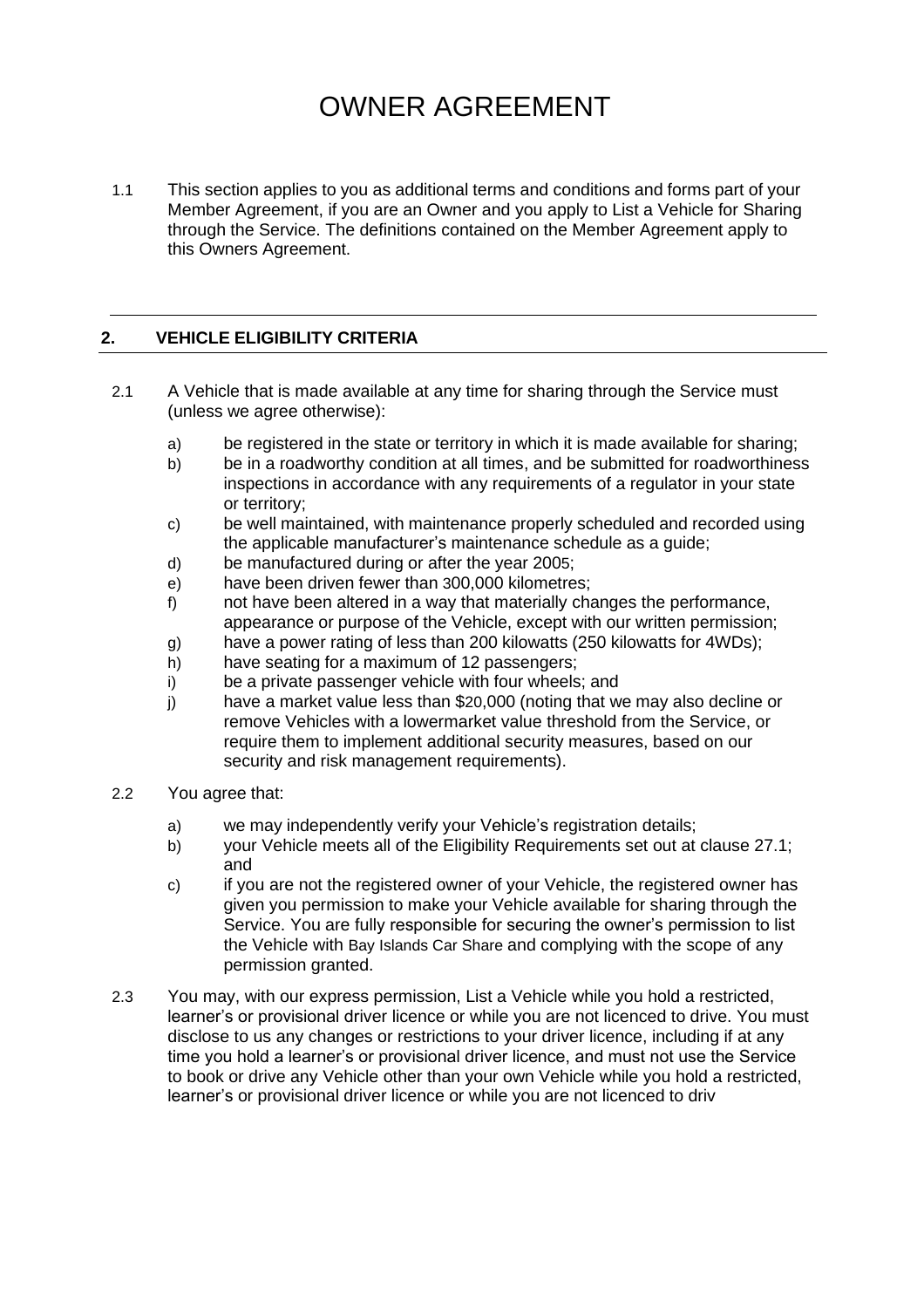# OWNER AGREEMENT

1.1 This section applies to you as additional terms and conditions and forms part of your Member Agreement, if you are an Owner and you apply to List a Vehicle for Sharing through the Service. The definitions contained on the Member Agreement apply to this Owners Agreement.

## 2. VEHICLE ELIGIBILITY CRITERIA

2.1 A Vehicle that is made available at any time for sharing through the Service must (unless we agree otherwise):

a) be registered in the state or territory in which it is made available for sharing;
b) be in a roadworthy condition at all times, and be submitted for roadworthiness inspections in accordance with any requirements of a regulator in your state or territory;
c) be well maintained, with maintenance properly scheduled and recorded using the applicable manufacturer's maintenance schedule as a guide;
d) be manufactured during or after the year 2005;
e) have been driven fewer than 300,000 kilometres;
f) not have been altered in a way that materially changes the performance, appearance or purpose of the Vehicle, except with our written permission;
g) have a power rating of less than 200 kilowatts (250 kilowatts for 4WDs);
h) have seating for a maximum of 12 passengers;
i) be a private passenger vehicle with four wheels; and
j) have a market value less than $20,000 (noting that we may also decline or remove Vehicles with a lowermarket value threshold from the Service, or require them to implement additional security measures, based on our security and risk management requirements).

2.2 You agree that:

a) we may independently verify your Vehicle's registration details;
b) your Vehicle meets all of the Eligibility Requirements set out at clause 27.1; and
c) if you are not the registered owner of your Vehicle, the registered owner has given you permission to make your Vehicle available for sharing through the Service. You are fully responsible for securing the owner's permission to list the Vehicle with Bay Islands Car Share and complying with the scope of any permission granted.

2.3 You may, with our express permission, List a Vehicle while you hold a restricted, learner's or provisional driver licence or while you are not licenced to drive. You must disclose to us any changes or restrictions to your driver licence, including if at any time you hold a learner's or provisional driver licence, and must not use the Service to book or drive any Vehicle other than your own Vehicle while you hold a restricted, learner's or provisional driver licence or while you are not licenced to driv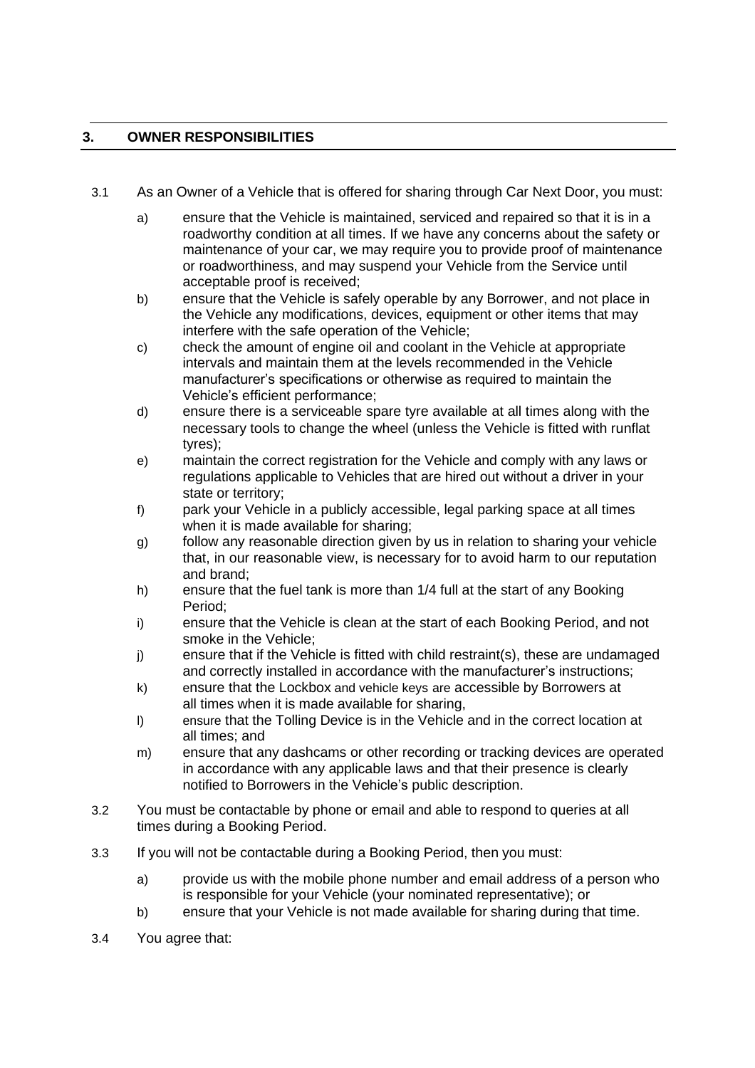## 3. OWNER RESPONSIBILITIES

3.1 As an Owner of a Vehicle that is offered for sharing through Car Next Door, you must:

a) ensure that the Vehicle is maintained, serviced and repaired so that it is in a roadworthy condition at all times. If we have any concerns about the safety or maintenance of your car, we may require you to provide proof of maintenance or roadworthiness, and may suspend your Vehicle from the Service until acceptable proof is received;

b) ensure that the Vehicle is safely operable by any Borrower, and not place in the Vehicle any modifications, devices, equipment or other items that may interfere with the safe operation of the Vehicle;

c) check the amount of engine oil and coolant in the Vehicle at appropriate intervals and maintain them at the levels recommended in the Vehicle manufacturer's specifications or otherwise as required to maintain the Vehicle's efficient performance;

d) ensure there is a serviceable spare tyre available at all times along with the necessary tools to change the wheel (unless the Vehicle is fitted with runflat tyres);

e) maintain the correct registration for the Vehicle and comply with any laws or regulations applicable to Vehicles that are hired out without a driver in your state or territory;

f) park your Vehicle in a publicly accessible, legal parking space at all times when it is made available for sharing;

g) follow any reasonable direction given by us in relation to sharing your vehicle that, in our reasonable view, is necessary for to avoid harm to our reputation and brand;

h) ensure that the fuel tank is more than 1/4 full at the start of any Booking Period;

i) ensure that the Vehicle is clean at the start of each Booking Period, and not smoke in the Vehicle;

j) ensure that if the Vehicle is fitted with child restraint(s), these are undamaged and correctly installed in accordance with the manufacturer's instructions;

k) ensure that the Lockbox and vehicle keys are accessible by Borrowers at all times when it is made available for sharing,

l) ensure that the Tolling Device is in the Vehicle and in the correct location at all times; and

m) ensure that any dashcams or other recording or tracking devices are operated in accordance with any applicable laws and that their presence is clearly notified to Borrowers in the Vehicle's public description.

3.2 You must be contactable by phone or email and able to respond to queries at all times during a Booking Period.

3.3 If you will not be contactable during a Booking Period, then you must:

a) provide us with the mobile phone number and email address of a person who is responsible for your Vehicle (your nominated representative); or

b) ensure that your Vehicle is not made available for sharing during that time.

3.4 You agree that: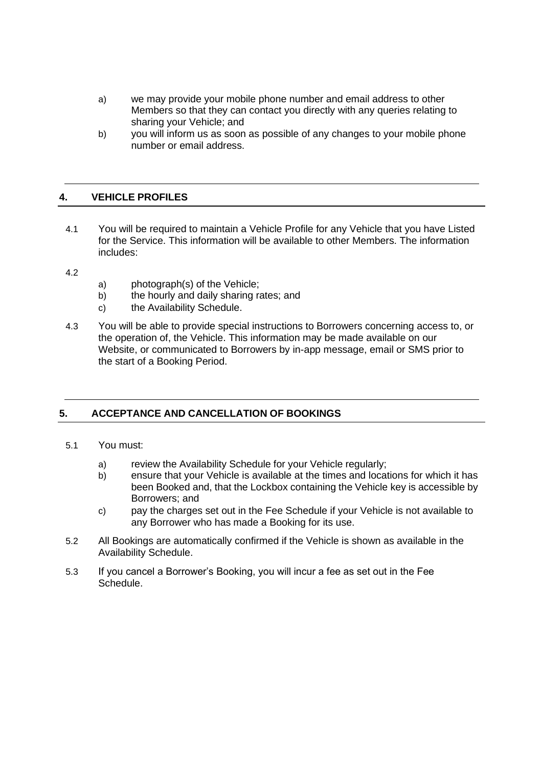a) we may provide your mobile phone number and email address to other Members so that they can contact you directly with any queries relating to sharing your Vehicle; and

b) you will inform us as soon as possible of any changes to your mobile phone number or email address.

## 4. VEHICLE PROFILES

4.1 You will be required to maintain a Vehicle Profile for any Vehicle that you have Listed for the Service. This information will be available to other Members. The information includes:

4.2

a) photograph(s) of the Vehicle;

b) the hourly and daily sharing rates; and

c) the Availability Schedule.

4.3 You will be able to provide special instructions to Borrowers concerning access to, or the operation of, the Vehicle. This information may be made available on our Website, or communicated to Borrowers by in-app message, email or SMS prior to the start of a Booking Period.

## 5. ACCEPTANCE AND CANCELLATION OF BOOKINGS

5.1 You must:

a) review the Availability Schedule for your Vehicle regularly;

b) ensure that your Vehicle is available at the times and locations for which it has been Booked and, that the Lockbox containing the Vehicle key is accessible by Borrowers; and

c) pay the charges set out in the Fee Schedule if your Vehicle is not available to any Borrower who has made a Booking for its use.

5.2 All Bookings are automatically confirmed if the Vehicle is shown as available in the Availability Schedule.

5.3 If you cancel a Borrower's Booking, you will incur a fee as set out in the Fee Schedule.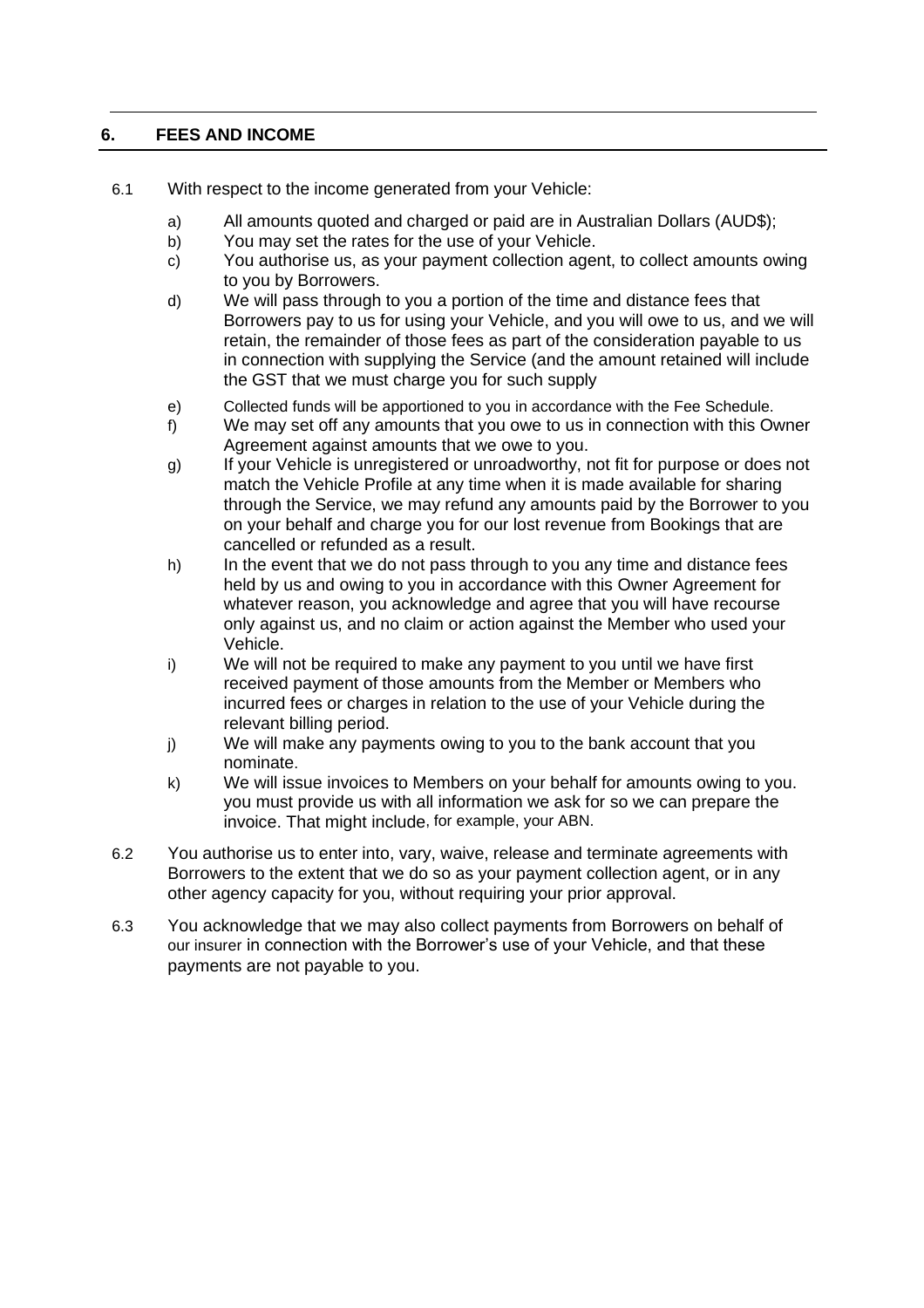## 6. FEES AND INCOME

6.1 With respect to the income generated from your Vehicle:

a) All amounts quoted and charged or paid are in Australian Dollars (AUD$);

b) You may set the rates for the use of your Vehicle.

c) You authorise us, as your payment collection agent, to collect amounts owing to you by Borrowers.

d) We will pass through to you a portion of the time and distance fees that Borrowers pay to us for using your Vehicle, and you will owe to us, and we will retain, the remainder of those fees as part of the consideration payable to us in connection with supplying the Service (and the amount retained will include the GST that we must charge you for such supply

e) Collected funds will be apportioned to you in accordance with the Fee Schedule.

f) We may set off any amounts that you owe to us in connection with this Owner Agreement against amounts that we owe to you.

g) If your Vehicle is unregistered or unroadworthy, not fit for purpose or does not match the Vehicle Profile at any time when it is made available for sharing through the Service, we may refund any amounts paid by the Borrower to you on your behalf and charge you for our lost revenue from Bookings that are cancelled or refunded as a result.

h) In the event that we do not pass through to you any time and distance fees held by us and owing to you in accordance with this Owner Agreement for whatever reason, you acknowledge and agree that you will have recourse only against us, and no claim or action against the Member who used your Vehicle.

i) We will not be required to make any payment to you until we have first received payment of those amounts from the Member or Members who incurred fees or charges in relation to the use of your Vehicle during the relevant billing period.

j) We will make any payments owing to you to the bank account that you nominate.

k) We will issue invoices to Members on your behalf for amounts owing to you. you must provide us with all information we ask for so we can prepare the invoice. That might include, for example, your ABN.

6.2 You authorise us to enter into, vary, waive, release and terminate agreements with Borrowers to the extent that we do so as your payment collection agent, or in any other agency capacity for you, without requiring your prior approval.

6.3 You acknowledge that we may also collect payments from Borrowers on behalf of our insurer in connection with the Borrower's use of your Vehicle, and that these payments are not payable to you.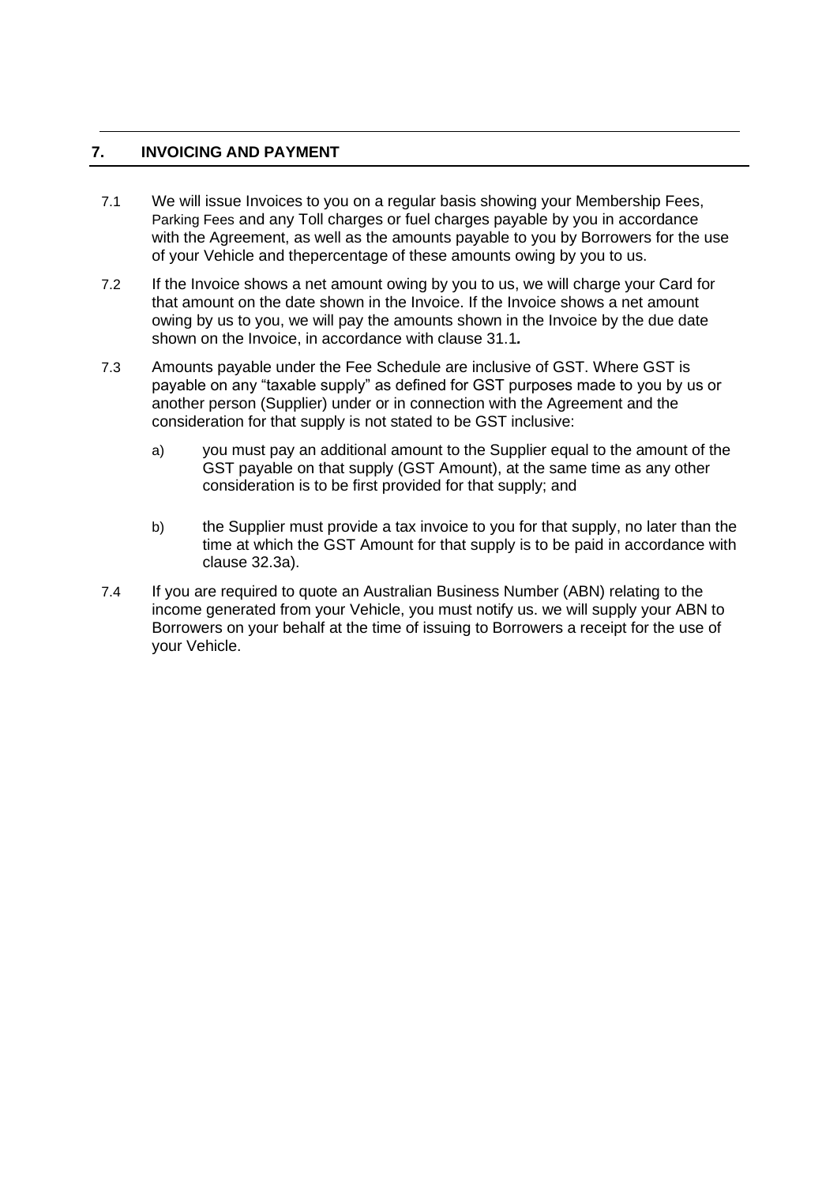## 7. INVOICING AND PAYMENT

7.1 We will issue Invoices to you on a regular basis showing your Membership Fees, Parking Fees and any Toll charges or fuel charges payable by you in accordance with the Agreement, as well as the amounts payable to you by Borrowers for the use of your Vehicle and thepercentage of these amounts owing by you to us.

7.2 If the Invoice shows a net amount owing by you to us, we will charge your Card for that amount on the date shown in the Invoice. If the Invoice shows a net amount owing by us to you, we will pay the amounts shown in the Invoice by the due date shown on the Invoice, in accordance with clause 31.1**.**

7.3 Amounts payable under the Fee Schedule are inclusive of GST. Where GST is payable on any "taxable supply" as defined for GST purposes made to you by us or another person (Supplier) under or in connection with the Agreement and the consideration for that supply is not stated to be GST inclusive:

a) you must pay an additional amount to the Supplier equal to the amount of the GST payable on that supply (GST Amount), at the same time as any other consideration is to be first provided for that supply; and

b) the Supplier must provide a tax invoice to you for that supply, no later than the time at which the GST Amount for that supply is to be paid in accordance with clause 32.3a).

7.4 If you are required to quote an Australian Business Number (ABN) relating to the income generated from your Vehicle, you must notify us. we will supply your ABN to Borrowers on your behalf at the time of issuing to Borrowers a receipt for the use of your Vehicle.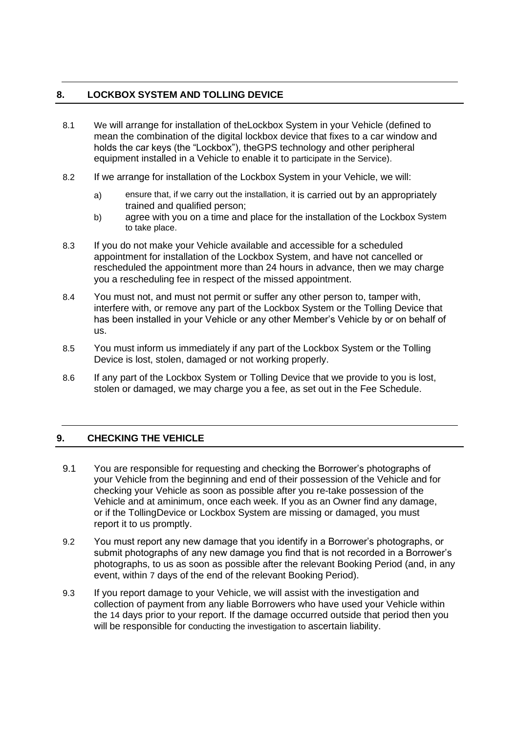## 8. LOCKBOX SYSTEM AND TOLLING DEVICE

8.1 We will arrange for installation of theLockbox System in your Vehicle (defined to mean the combination of the digital lockbox device that fixes to a car window and holds the car keys (the "Lockbox"), theGPS technology and other peripheral equipment installed in a Vehicle to enable it to participate in the Service).

8.2 If we arrange for installation of the Lockbox System in your Vehicle, we will:

a) ensure that, if we carry out the installation, it is carried out by an appropriately trained and qualified person;

b) agree with you on a time and place for the installation of the Lockbox System to take place.

8.3 If you do not make your Vehicle available and accessible for a scheduled appointment for installation of the Lockbox System, and have not cancelled or rescheduled the appointment more than 24 hours in advance, then we may charge you a rescheduling fee in respect of the missed appointment.

8.4 You must not, and must not permit or suffer any other person to, tamper with, interfere with, or remove any part of the Lockbox System or the Tolling Device that has been installed in your Vehicle or any other Member's Vehicle by or on behalf of us.

8.5 You must inform us immediately if any part of the Lockbox System or the Tolling Device is lost, stolen, damaged or not working properly.

8.6 If any part of the Lockbox System or Tolling Device that we provide to you is lost, stolen or damaged, we may charge you a fee, as set out in the Fee Schedule.

## 9. CHECKING THE VEHICLE

9.1 You are responsible for requesting and checking the Borrower's photographs of your Vehicle from the beginning and end of their possession of the Vehicle and for checking your Vehicle as soon as possible after you re-take possession of the Vehicle and at aminimum, once each week. If you as an Owner find any damage, or if the TollingDevice or Lockbox System are missing or damaged, you must report it to us promptly.

9.2 You must report any new damage that you identify in a Borrower's photographs, or submit photographs of any new damage you find that is not recorded in a Borrower's photographs, to us as soon as possible after the relevant Booking Period (and, in any event, within 7 days of the end of the relevant Booking Period).

9.3 If you report damage to your Vehicle, we will assist with the investigation and collection of payment from any liable Borrowers who have used your Vehicle within the 14 days prior to your report. If the damage occurred outside that period then you will be responsible for conducting the investigation to ascertain liability.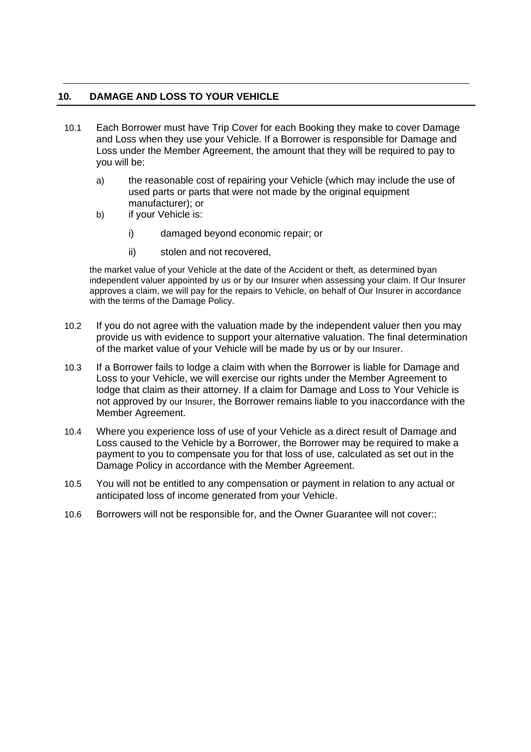## 10. DAMAGE AND LOSS TO YOUR VEHICLE

10.1 Each Borrower must have Trip Cover for each Booking they make to cover Damage and Loss when they use your Vehicle. If a Borrower is responsible for Damage and Loss under the Member Agreement, the amount that they will be required to pay to you will be:

a) the reasonable cost of repairing your Vehicle (which may include the use of used parts or parts that were not made by the original equipment manufacturer); or

b) if your Vehicle is:

i) damaged beyond economic repair; or

ii) stolen and not recovered,

the market value of your Vehicle at the date of the Accident or theft, as determined byan independent valuer appointed by us or by our Insurer when assessing your claim. If Our Insurer approves a claim, we will pay for the repairs to Vehicle, on behalf of Our Insurer in accordance with the terms of the Damage Policy.

10.2 If you do not agree with the valuation made by the independent valuer then you may provide us with evidence to support your alternative valuation. The final determination of the market value of your Vehicle will be made by us or by our Insurer.

10.3 If a Borrower fails to lodge a claim with when the Borrower is liable for Damage and Loss to your Vehicle, we will exercise our rights under the Member Agreement to lodge that claim as their attorney. If a claim for Damage and Loss to Your Vehicle is not approved by our Insurer, the Borrower remains liable to you inaccordance with the Member Agreement.

10.4 Where you experience loss of use of your Vehicle as a direct result of Damage and Loss caused to the Vehicle by a Borrower, the Borrower may be required to make a payment to you to compensate you for that loss of use, calculated as set out in the Damage Policy in accordance with the Member Agreement.

10.5 You will not be entitled to any compensation or payment in relation to any actual or anticipated loss of income generated from your Vehicle.

10.6 Borrowers will not be responsible for, and the Owner Guarantee will not cover::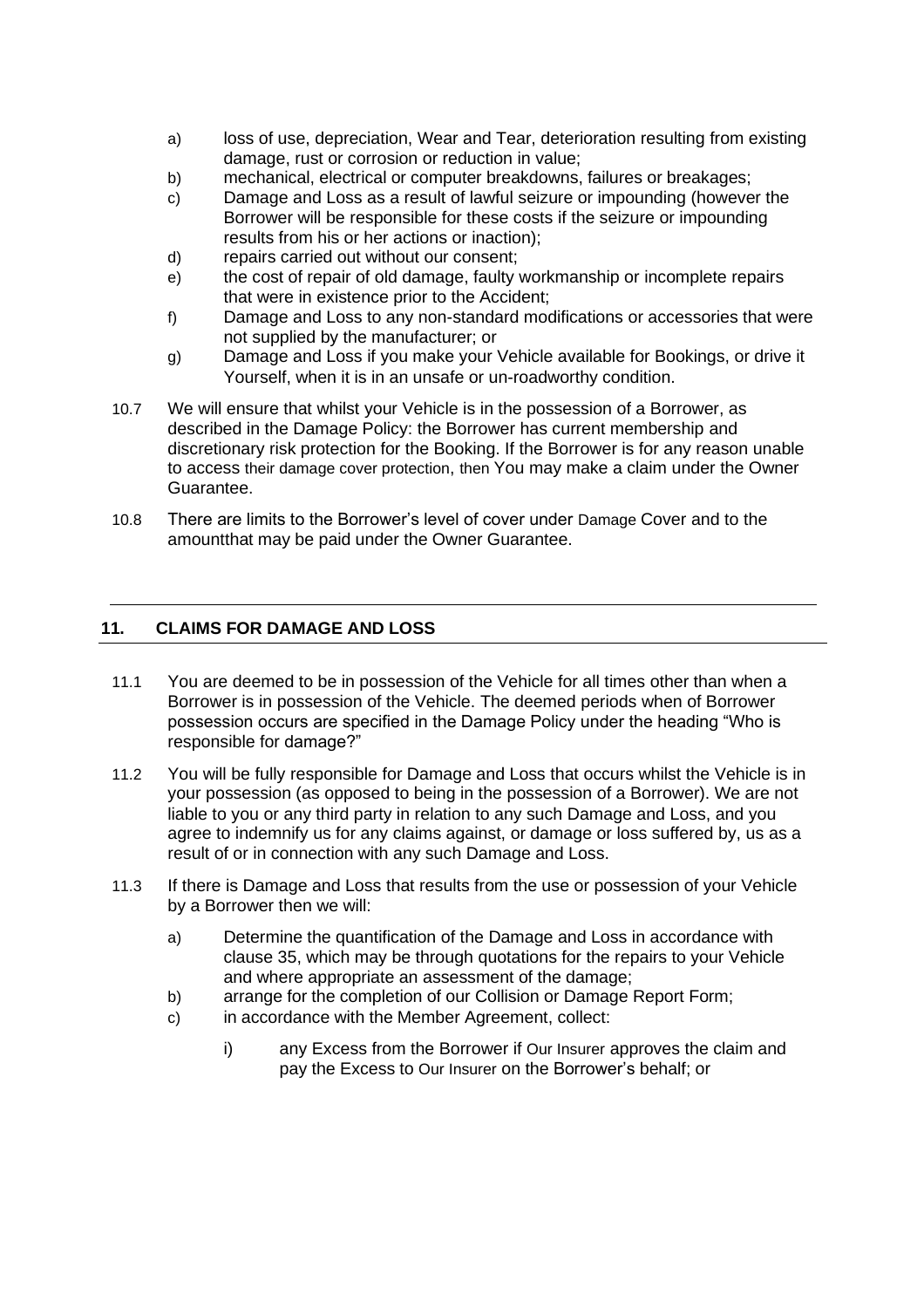a) loss of use, depreciation, Wear and Tear, deterioration resulting from existing damage, rust or corrosion or reduction in value;
b) mechanical, electrical or computer breakdowns, failures or breakages;
c) Damage and Loss as a result of lawful seizure or impounding (however the Borrower will be responsible for these costs if the seizure or impounding results from his or her actions or inaction);
d) repairs carried out without our consent;
e) the cost of repair of old damage, faulty workmanship or incomplete repairs that were in existence prior to the Accident;
f) Damage and Loss to any non-standard modifications or accessories that were not supplied by the manufacturer; or
g) Damage and Loss if you make your Vehicle available for Bookings, or drive it Yourself, when it is in an unsafe or un-roadworthy condition.

10.7 We will ensure that whilst your Vehicle is in the possession of a Borrower, as described in the Damage Policy: the Borrower has current membership and discretionary risk protection for the Booking. If the Borrower is for any reason unable to access their damage cover protection, then You may make a claim under the Owner Guarantee.

10.8 There are limits to the Borrower's level of cover under Damage Cover and to the amountthat may be paid under the Owner Guarantee.

## 11. CLAIMS FOR DAMAGE AND LOSS

11.1 You are deemed to be in possession of the Vehicle for all times other than when a Borrower is in possession of the Vehicle. The deemed periods when of Borrower possession occurs are specified in the Damage Policy under the heading "Who is responsible for damage?"

11.2 You will be fully responsible for Damage and Loss that occurs whilst the Vehicle is in your possession (as opposed to being in the possession of a Borrower). We are not liable to you or any third party in relation to any such Damage and Loss, and you agree to indemnify us for any claims against, or damage or loss suffered by, us as a result of or in connection with any such Damage and Loss.

11.3 If there is Damage and Loss that results from the use or possession of your Vehicle by a Borrower then we will:

a) Determine the quantification of the Damage and Loss in accordance with clause 35, which may be through quotations for the repairs to your Vehicle and where appropriate an assessment of the damage;
b) arrange for the completion of our Collision or Damage Report Form;
c) in accordance with the Member Agreement, collect:

   i) any Excess from the Borrower if Our Insurer approves the claim and pay the Excess to Our Insurer on the Borrower's behalf; or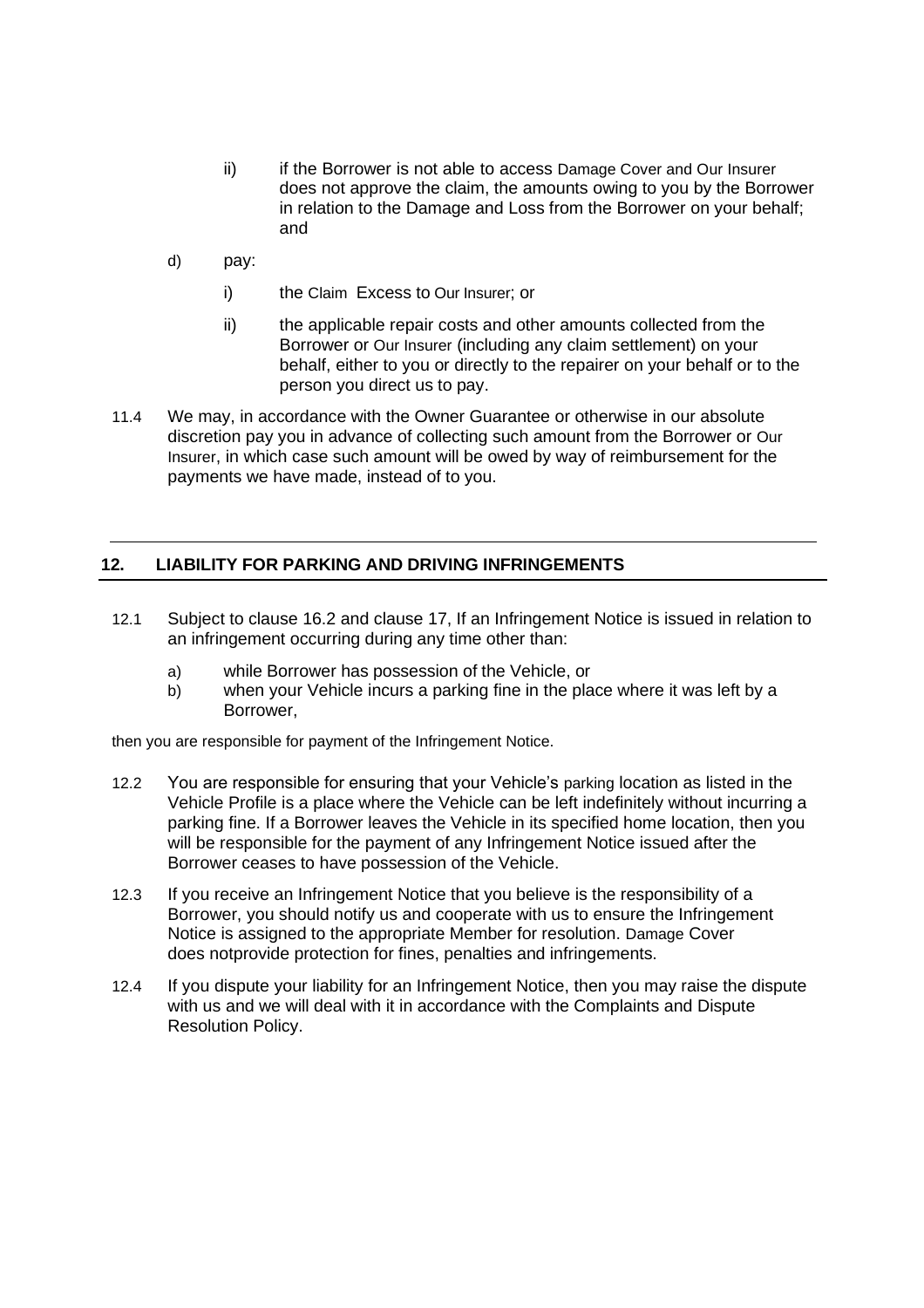ii) if the Borrower is not able to access Damage Cover and Our Insurer does not approve the claim, the amounts owing to you by the Borrower in relation to the Damage and Loss from the Borrower on your behalf; and

d) pay:

i) the Claim Excess to Our Insurer; or

ii) the applicable repair costs and other amounts collected from the Borrower or Our Insurer (including any claim settlement) on your behalf, either to you or directly to the repairer on your behalf or to the person you direct us to pay.

11.4 We may, in accordance with the Owner Guarantee or otherwise in our absolute discretion pay you in advance of collecting such amount from the Borrower or Our Insurer, in which case such amount will be owed by way of reimbursement for the payments we have made, instead of to you.

## 12. LIABILITY FOR PARKING AND DRIVING INFRINGEMENTS

12.1 Subject to clause 16.2 and clause 17, If an Infringement Notice is issued in relation to an infringement occurring during any time other than:

a) while Borrower has possession of the Vehicle, or
b) when your Vehicle incurs a parking fine in the place where it was left by a Borrower,

then you are responsible for payment of the Infringement Notice.

12.2 You are responsible for ensuring that your Vehicle's parking location as listed in the Vehicle Profile is a place where the Vehicle can be left indefinitely without incurring a parking fine. If a Borrower leaves the Vehicle in its specified home location, then you will be responsible for the payment of any Infringement Notice issued after the Borrower ceases to have possession of the Vehicle.

12.3 If you receive an Infringement Notice that you believe is the responsibility of a Borrower, you should notify us and cooperate with us to ensure the Infringement Notice is assigned to the appropriate Member for resolution. Damage Cover does notprovide protection for fines, penalties and infringements.

12.4 If you dispute your liability for an Infringement Notice, then you may raise the dispute with us and we will deal with it in accordance with the Complaints and Dispute Resolution Policy.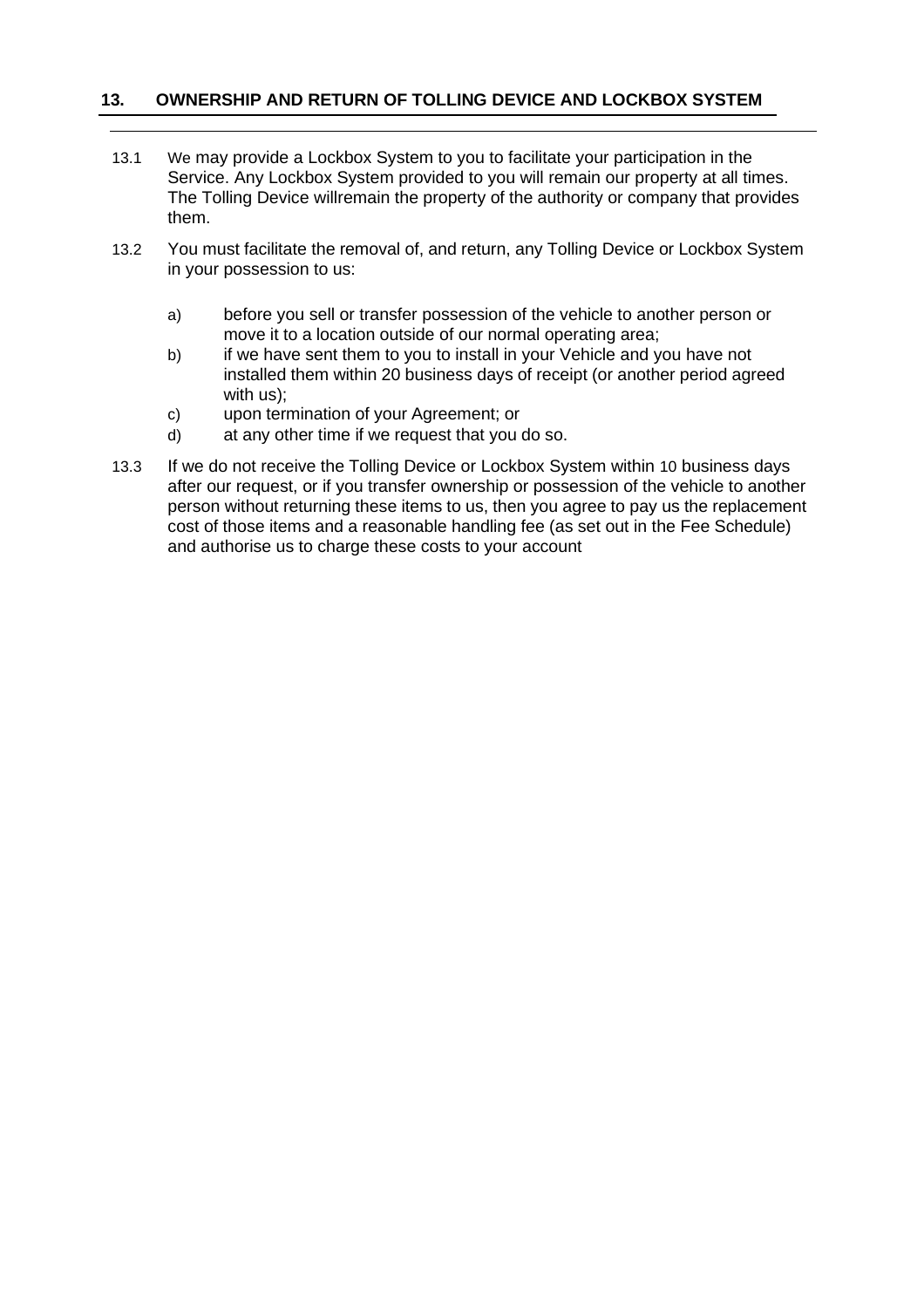## 13. OWNERSHIP AND RETURN OF TOLLING DEVICE AND LOCKBOX SYSTEM

13.1 We may provide a Lockbox System to you to facilitate your participation in the Service. Any Lockbox System provided to you will remain our property at all times. The Tolling Device willremain the property of the authority or company that provides them.

13.2 You must facilitate the removal of, and return, any Tolling Device or Lockbox System in your possession to us:

a) before you sell or transfer possession of the vehicle to another person or move it to a location outside of our normal operating area;

b) if we have sent them to you to install in your Vehicle and you have not installed them within 20 business days of receipt (or another period agreed with us);

c) upon termination of your Agreement; or

d) at any other time if we request that you do so.

13.3 If we do not receive the Tolling Device or Lockbox System within 10 business days after our request, or if you transfer ownership or possession of the vehicle to another person without returning these items to us, then you agree to pay us the replacement cost of those items and a reasonable handling fee (as set out in the Fee Schedule) and authorise us to charge these costs to your account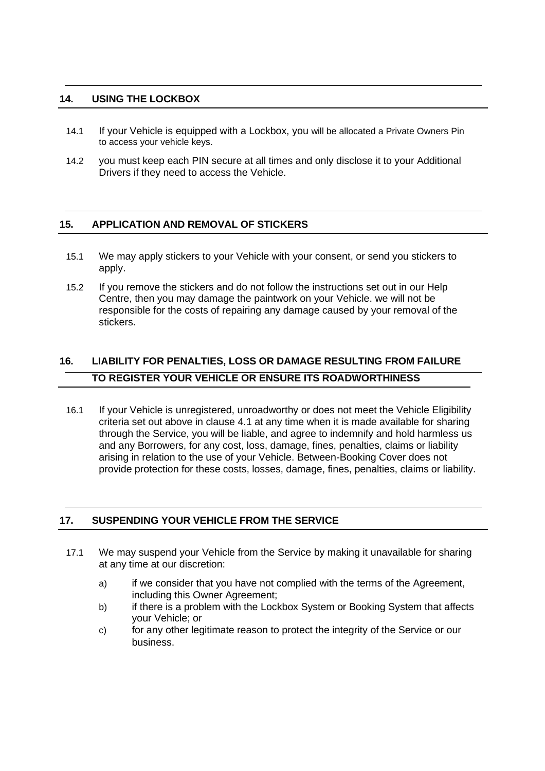## 14. USING THE LOCKBOX

14.1 If your Vehicle is equipped with a Lockbox, you will be allocated a Private Owners Pin to access your vehicle keys.

14.2 you must keep each PIN secure at all times and only disclose it to your Additional Drivers if they need to access the Vehicle.

## 15. APPLICATION AND REMOVAL OF STICKERS

15.1 We may apply stickers to your Vehicle with your consent, or send you stickers to apply.

15.2 If you remove the stickers and do not follow the instructions set out in our Help Centre, then you may damage the paintwork on your Vehicle. we will not be responsible for the costs of repairing any damage caused by your removal of the stickers.

## 16. LIABILITY FOR PENALTIES, LOSS OR DAMAGE RESULTING FROM FAILURE TO REGISTER YOUR VEHICLE OR ENSURE ITS ROADWORTHINESS

16.1 If your Vehicle is unregistered, unroadworthy or does not meet the Vehicle Eligibility criteria set out above in clause 4.1 at any time when it is made available for sharing through the Service, you will be liable, and agree to indemnify and hold harmless us and any Borrowers, for any cost, loss, damage, fines, penalties, claims or liability arising in relation to the use of your Vehicle. Between-Booking Cover does not provide protection for these costs, losses, damage, fines, penalties, claims or liability.

## 17. SUSPENDING YOUR VEHICLE FROM THE SERVICE

17.1 We may suspend your Vehicle from the Service by making it unavailable for sharing at any time at our discretion:

a) if we consider that you have not complied with the terms of the Agreement, including this Owner Agreement;

b) if there is a problem with the Lockbox System or Booking System that affects your Vehicle; or

c) for any other legitimate reason to protect the integrity of the Service or our business.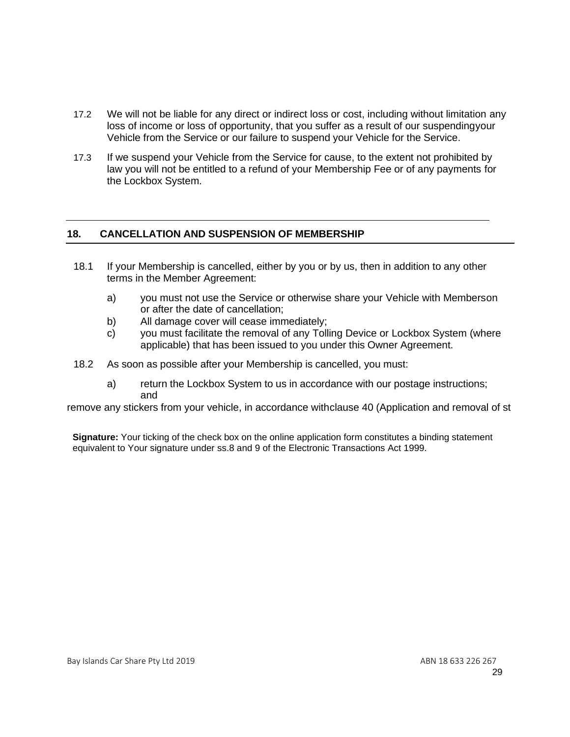17.2 We will not be liable for any direct or indirect loss or cost, including without limitation any loss of income or loss of opportunity, that you suffer as a result of our suspendingyour Vehicle from the Service or our failure to suspend your Vehicle for the Service.

17.3 If we suspend your Vehicle from the Service for cause, to the extent not prohibited by law you will not be entitled to a refund of your Membership Fee or of any payments for the Lockbox System.

## 18. CANCELLATION AND SUSPENSION OF MEMBERSHIP

18.1 If your Membership is cancelled, either by you or by us, then in addition to any other terms in the Member Agreement:

a) you must not use the Service or otherwise share your Vehicle with Memberson or after the date of cancellation;
b) All damage cover will cease immediately;
c) you must facilitate the removal of any Tolling Device or Lockbox System (where applicable) that has been issued to you under this Owner Agreement.

18.2 As soon as possible after your Membership is cancelled, you must:

a) return the Lockbox System to us in accordance with our postage instructions; and

remove any stickers from your vehicle, in accordance withclause 40 (Application and removal of st

**Signature:** Your ticking of the check box on the online application form constitutes a binding statement equivalent to Your signature under ss.8 and 9 of the Electronic Transactions Act 1999.

Bay Islands Car Share Pty Ltd 2019 ABN 18 633 226 267